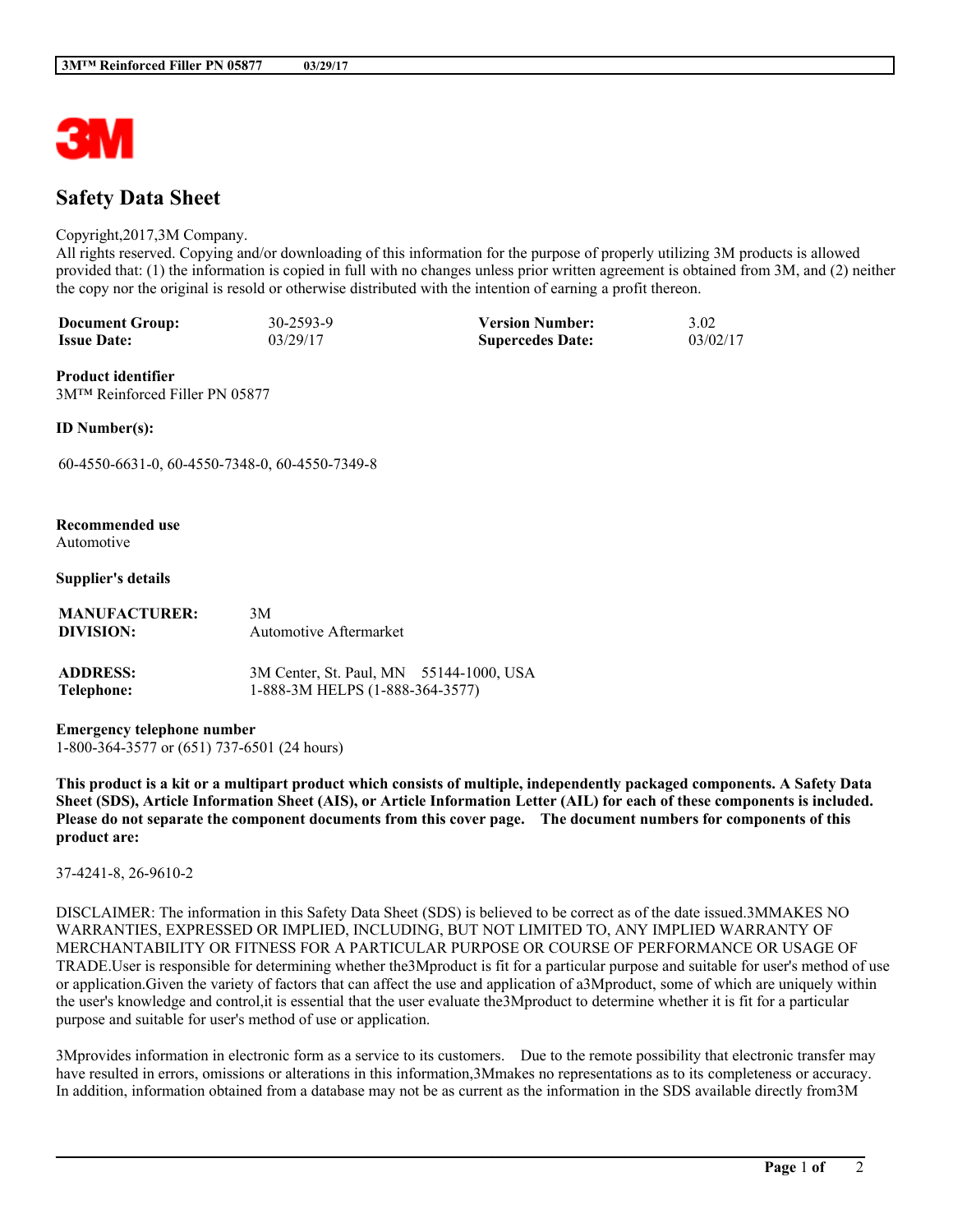# Safety Data Sheet

Copyright,2017,3M Company.
All rights reserved. Copying and/or downloading of this information for the purpose of properly utilizing 3M products is allowed provided that: (1) the information is copied in full with no changes unless prior written agreement is obtained from 3M, and (2) neither the copy nor the original is resold or otherwise distributed with the intention of earning a profit thereon.

| | | | |
|---|---|---|---|
| **Document Group:** | 30-2593-9 | **Version Number:** | 3.02 |
| **Issue Date:** | 03/29/17 | **Supercedes Date:** | 03/02/17 |

**Product identifier**
3M™ Reinforced Filler PN 05877

**ID Number(s):**

60-4550-6631-0, 60-4550-7348-0, 60-4550-7349-8

**Recommended use**
Automotive

**Supplier's details**

| | |
|---|---|
| **MANUFACTURER:** | 3M |
| **DIVISION:** | Automotive Aftermarket |
| **ADDRESS:** | 3M Center, St. Paul, MN 55144-1000, USA |
| **Telephone:** | 1-888-3M HELPS (1-888-364-3577) |

**Emergency telephone number**
1-800-364-3577 or (651) 737-6501 (24 hours)

**This product is a kit or a multipart product which consists of multiple, independently packaged components. A Safety Data Sheet (SDS), Article Information Sheet (AIS), or Article Information Letter (AIL) for each of these components is included. Please do not separate the component documents from this cover page. The document numbers for components of this product are:**

37-4241-8, 26-9610-2

DISCLAIMER: The information in this Safety Data Sheet (SDS) is believed to be correct as of the date issued.3MMAKES NO WARRANTIES, EXPRESSED OR IMPLIED, INCLUDING, BUT NOT LIMITED TO, ANY IMPLIED WARRANTY OF MERCHANTABILITY OR FITNESS FOR A PARTICULAR PURPOSE OR COURSE OF PERFORMANCE OR USAGE OF TRADE.User is responsible for determining whether the3Mproduct is fit for a particular purpose and suitable for user's method of use or application.Given the variety of factors that can affect the use and application of a3Mproduct, some of which are uniquely within the user's knowledge and control,it is essential that the user evaluate the3Mproduct to determine whether it is fit for a particular purpose and suitable for user's method of use or application.

3Mprovides information in electronic form as a service to its customers. Due to the remote possibility that electronic transfer may have resulted in errors, omissions or alterations in this information,3Mmakes no representations as to its completeness or accuracy. In addition, information obtained from a database may not be as current as the information in the SDS available directly from3M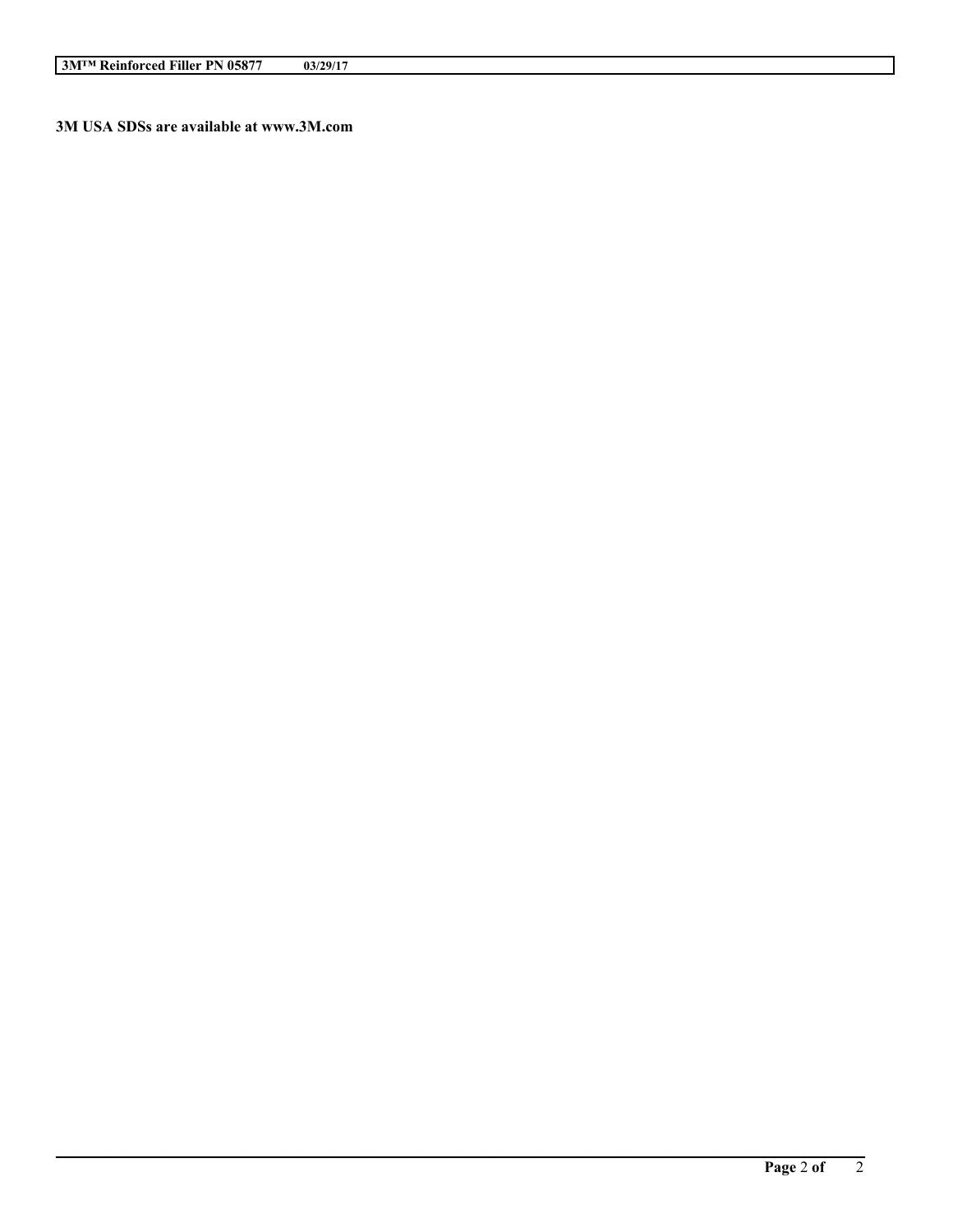**3M USA SDSs are available at www.3M.com**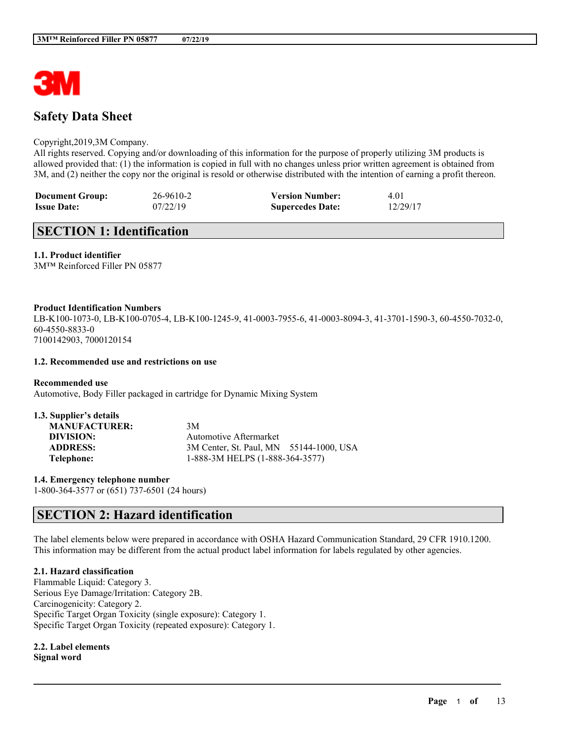# Safety Data Sheet

Copyright,2019,3M Company.
All rights reserved. Copying and/or downloading of this information for the purpose of properly utilizing 3M products is allowed provided that: (1) the information is copied in full with no changes unless prior written agreement is obtained from 3M, and (2) neither the copy nor the original is resold or otherwise distributed with the intention of earning a profit thereon.

| | | | |
|---|---|---|---|
| **Document Group:** | 26-9610-2 | **Version Number:** | 4.01 |
| **Issue Date:** | 07/22/19 | **Supercedes Date:** | 12/29/17 |

## SECTION 1: Identification

### 1.1. Product identifier

3M™ Reinforced Filler PN 05877

**Product Identification Numbers**
LB-K100-1073-0, LB-K100-0705-4, LB-K100-1245-9, 41-0003-7955-6, 41-0003-8094-3, 41-3701-1590-3, 60-4550-7032-0, 60-4550-8833-0
7100142903, 7000120154

### 1.2. Recommended use and restrictions on use

**Recommended use**
Automotive, Body Filler packaged in cartridge for Dynamic Mixing System

### 1.3. Supplier's details

| | |
|---|---|
| **MANUFACTURER:** | 3M |
| **DIVISION:** | Automotive Aftermarket |
| **ADDRESS:** | 3M Center, St. Paul, MN 55144-1000, USA |
| **Telephone:** | 1-888-3M HELPS (1-888-364-3577) |

### 1.4. Emergency telephone number

1-800-364-3577 or (651) 737-6501 (24 hours)

## SECTION 2: Hazard identification

The label elements below were prepared in accordance with OSHA Hazard Communication Standard, 29 CFR 1910.1200. This information may be different from the actual product label information for labels regulated by other agencies.

### 2.1. Hazard classification

Flammable Liquid: Category 3.
Serious Eye Damage/Irritation: Category 2B.
Carcinogenicity: Category 2.
Specific Target Organ Toxicity (single exposure): Category 1.
Specific Target Organ Toxicity (repeated exposure): Category 1.

### 2.2. Label elements

**Signal word**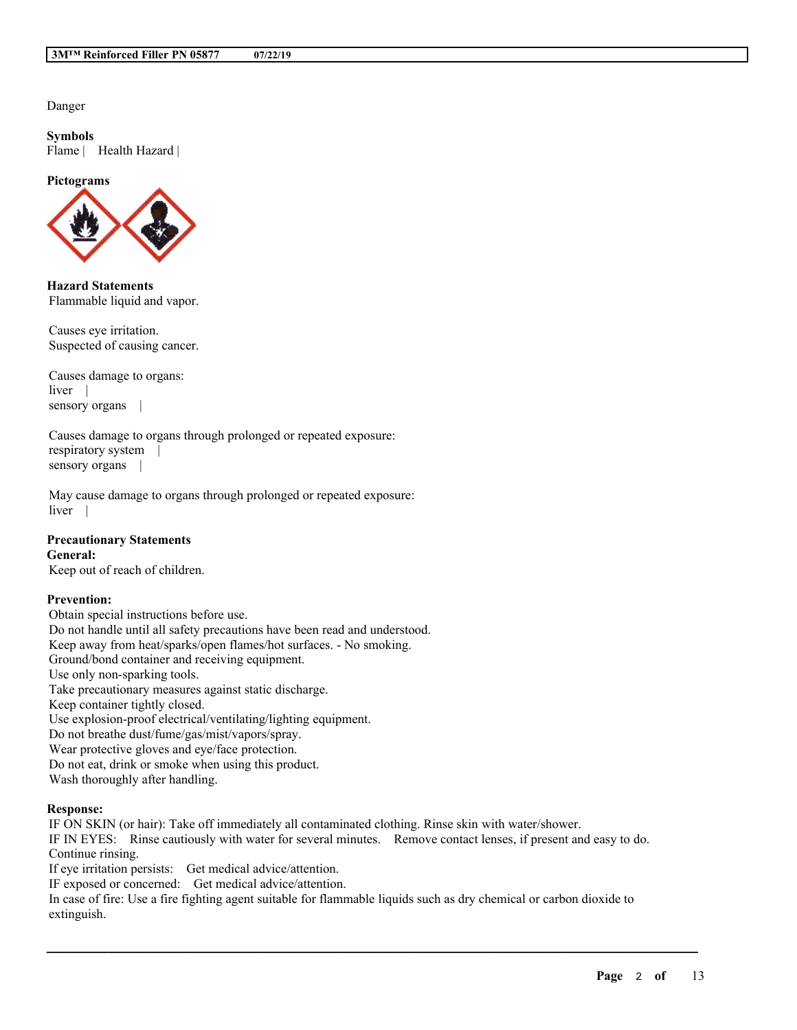Danger

**Symbols**
Flame | Health Hazard |

**Pictograms**

**Hazard Statements**
Flammable liquid and vapor.

Causes eye irritation.
Suspected of causing cancer.

Causes damage to organs:
liver |
sensory organs |

Causes damage to organs through prolonged or repeated exposure:
respiratory system |
sensory organs |

May cause damage to organs through prolonged or repeated exposure:
liver |

**Precautionary Statements**
**General:**
Keep out of reach of children.

**Prevention:**
Obtain special instructions before use.
Do not handle until all safety precautions have been read and understood.
Keep away from heat/sparks/open flames/hot surfaces. - No smoking.
Ground/bond container and receiving equipment.
Use only non-sparking tools.
Take precautionary measures against static discharge.
Keep container tightly closed.
Use explosion-proof electrical/ventilating/lighting equipment.
Do not breathe dust/fume/gas/mist/vapors/spray.
Wear protective gloves and eye/face protection.
Do not eat, drink or smoke when using this product.
Wash thoroughly after handling.

**Response:**
IF ON SKIN (or hair): Take off immediately all contaminated clothing. Rinse skin with water/shower.
IF IN EYES: Rinse cautiously with water for several minutes. Remove contact lenses, if present and easy to do. Continue rinsing.
If eye irritation persists: Get medical advice/attention.
IF exposed or concerned: Get medical advice/attention.
In case of fire: Use a fire fighting agent suitable for flammable liquids such as dry chemical or carbon dioxide to extinguish.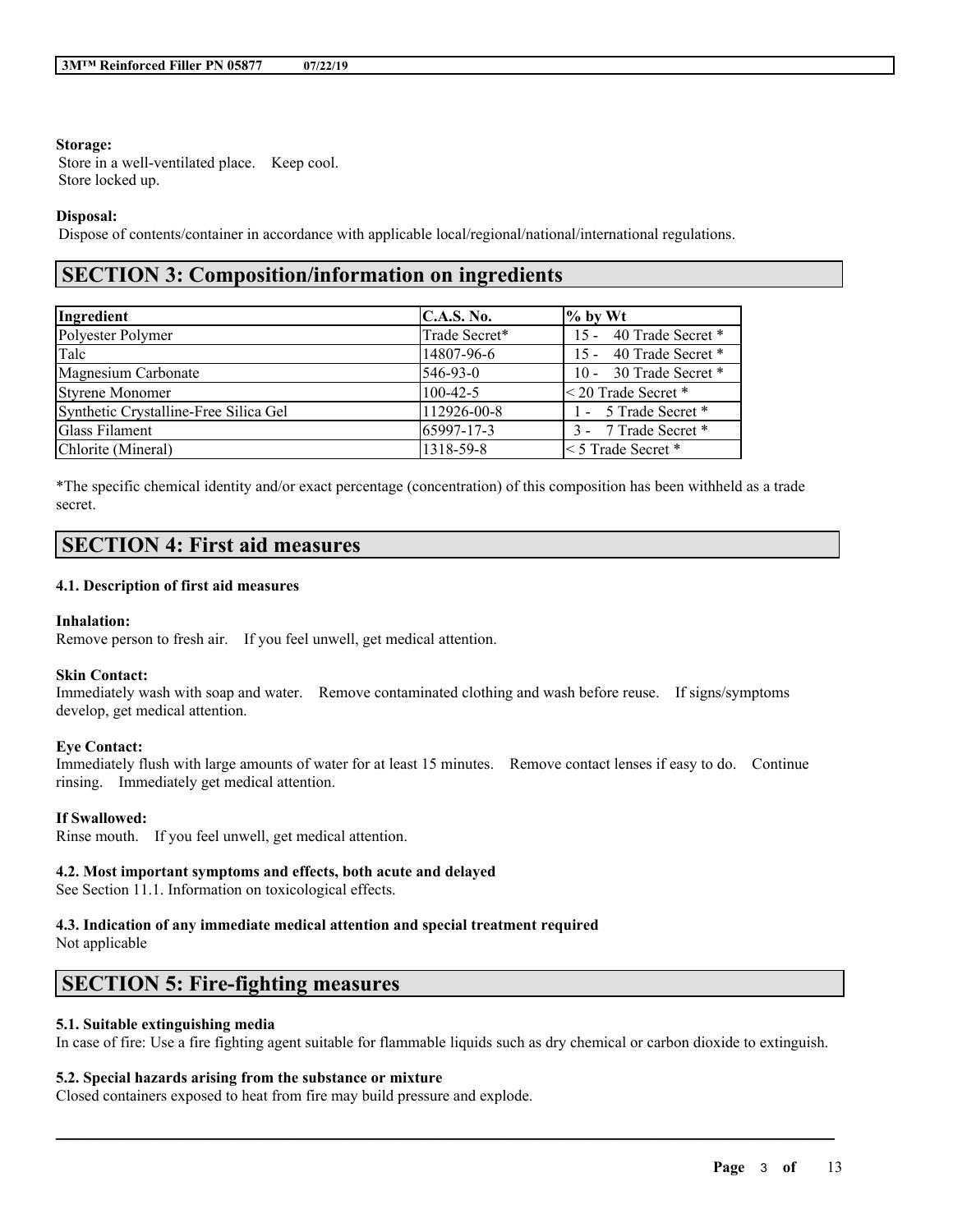**Storage:**

Store in a well-ventilated place. Keep cool.
Store locked up.

**Disposal:**

Dispose of contents/container in accordance with applicable local/regional/national/international regulations.

## SECTION 3: Composition/information on ingredients

| Ingredient | C.A.S. No. | % by Wt |
|---|---|---|
| Polyester Polymer | Trade Secret* | 15 - 40 Trade Secret * |
| Talc | 14807-96-6 | 15 - 40 Trade Secret * |
| Magnesium Carbonate | 546-93-0 | 10 - 30 Trade Secret * |
| Styrene Monomer | 100-42-5 | < 20 Trade Secret * |
| Synthetic Crystalline-Free Silica Gel | 112926-00-8 | 1 - 5 Trade Secret * |
| Glass Filament | 65997-17-3 | 3 - 7 Trade Secret * |
| Chlorite (Mineral) | 1318-59-8 | < 5 Trade Secret * |

*The specific chemical identity and/or exact percentage (concentration) of this composition has been withheld as a trade secret.

## SECTION 4: First aid measures

### 4.1. Description of first aid measures

**Inhalation:**

Remove person to fresh air. If you feel unwell, get medical attention.

**Skin Contact:**

Immediately wash with soap and water. Remove contaminated clothing and wash before reuse. If signs/symptoms develop, get medical attention.

**Eye Contact:**

Immediately flush with large amounts of water for at least 15 minutes. Remove contact lenses if easy to do. Continue rinsing. Immediately get medical attention.

**If Swallowed:**

Rinse mouth. If you feel unwell, get medical attention.

### 4.2. Most important symptoms and effects, both acute and delayed

See Section 11.1. Information on toxicological effects.

### 4.3. Indication of any immediate medical attention and special treatment required

Not applicable

## SECTION 5: Fire-fighting measures

### 5.1. Suitable extinguishing media

In case of fire: Use a fire fighting agent suitable for flammable liquids such as dry chemical or carbon dioxide to extinguish.

### 5.2. Special hazards arising from the substance or mixture

Closed containers exposed to heat from fire may build pressure and explode.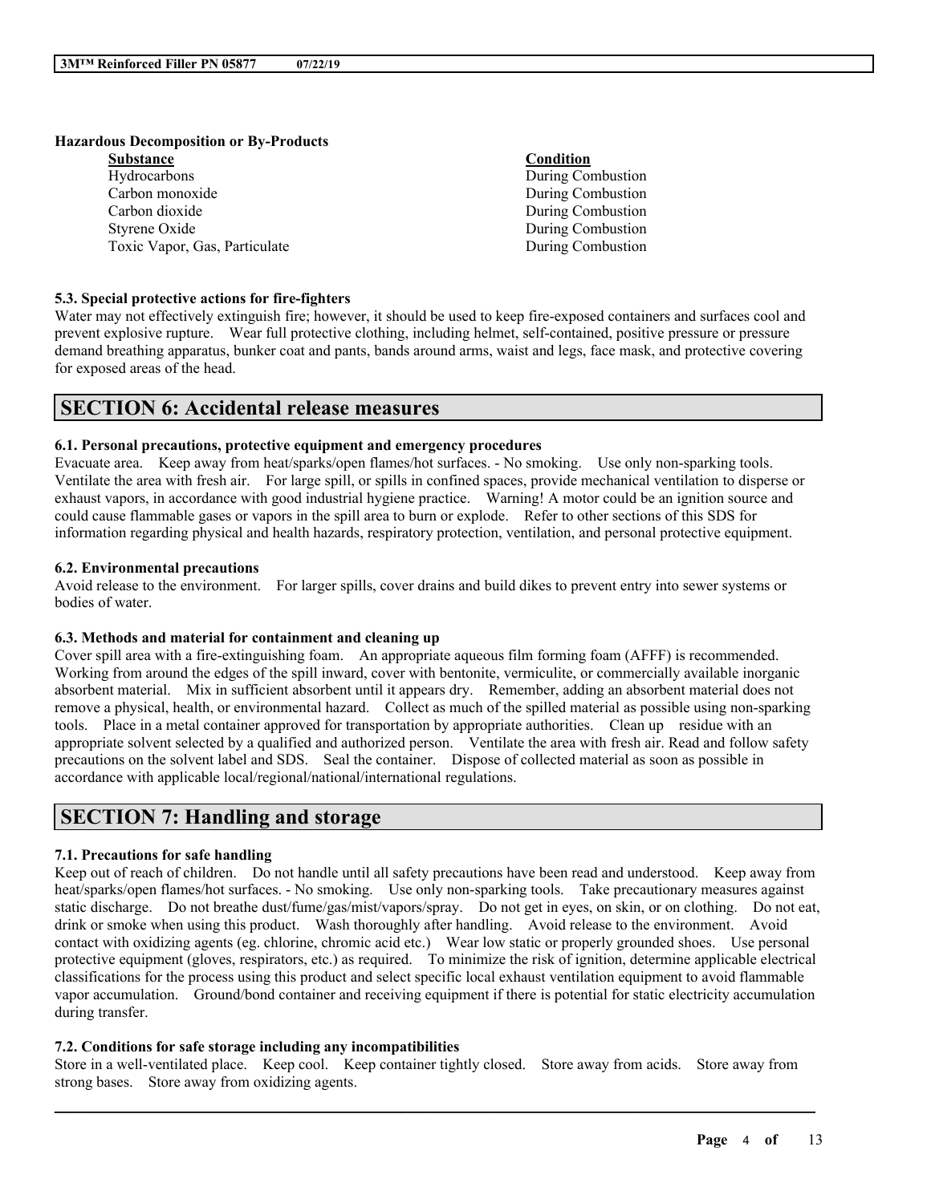**Hazardous Decomposition or By-Products**

| Substance | Condition |
| --- | --- |
| Hydrocarbons | During Combustion |
| Carbon monoxide | During Combustion |
| Carbon dioxide | During Combustion |
| Styrene Oxide | During Combustion |
| Toxic Vapor, Gas, Particulate | During Combustion |

**5.3. Special protective actions for fire-fighters**

Water may not effectively extinguish fire; however, it should be used to keep fire-exposed containers and surfaces cool and prevent explosive rupture. Wear full protective clothing, including helmet, self-contained, positive pressure or pressure demand breathing apparatus, bunker coat and pants, bands around arms, waist and legs, face mask, and protective covering for exposed areas of the head.

## SECTION 6: Accidental release measures

**6.1. Personal precautions, protective equipment and emergency procedures**

Evacuate area. Keep away from heat/sparks/open flames/hot surfaces. - No smoking. Use only non-sparking tools. Ventilate the area with fresh air. For large spill, or spills in confined spaces, provide mechanical ventilation to disperse or exhaust vapors, in accordance with good industrial hygiene practice. Warning! A motor could be an ignition source and could cause flammable gases or vapors in the spill area to burn or explode. Refer to other sections of this SDS for information regarding physical and health hazards, respiratory protection, ventilation, and personal protective equipment.

**6.2. Environmental precautions**

Avoid release to the environment. For larger spills, cover drains and build dikes to prevent entry into sewer systems or bodies of water.

**6.3. Methods and material for containment and cleaning up**

Cover spill area with a fire-extinguishing foam. An appropriate aqueous film forming foam (AFFF) is recommended. Working from around the edges of the spill inward, cover with bentonite, vermiculite, or commercially available inorganic absorbent material. Mix in sufficient absorbent until it appears dry. Remember, adding an absorbent material does not remove a physical, health, or environmental hazard. Collect as much of the spilled material as possible using non-sparking tools. Place in a metal container approved for transportation by appropriate authorities. Clean up residue with an appropriate solvent selected by a qualified and authorized person. Ventilate the area with fresh air. Read and follow safety precautions on the solvent label and SDS. Seal the container. Dispose of collected material as soon as possible in accordance with applicable local/regional/national/international regulations.

## SECTION 7: Handling and storage

**7.1. Precautions for safe handling**

Keep out of reach of children. Do not handle until all safety precautions have been read and understood. Keep away from heat/sparks/open flames/hot surfaces. - No smoking. Use only non-sparking tools. Take precautionary measures against static discharge. Do not breathe dust/fume/gas/mist/vapors/spray. Do not get in eyes, on skin, or on clothing. Do not eat, drink or smoke when using this product. Wash thoroughly after handling. Avoid release to the environment. Avoid contact with oxidizing agents (eg. chlorine, chromic acid etc.) Wear low static or properly grounded shoes. Use personal protective equipment (gloves, respirators, etc.) as required. To minimize the risk of ignition, determine applicable electrical classifications for the process using this product and select specific local exhaust ventilation equipment to avoid flammable vapor accumulation. Ground/bond container and receiving equipment if there is potential for static electricity accumulation during transfer.

**7.2. Conditions for safe storage including any incompatibilities**

Store in a well-ventilated place. Keep cool. Keep container tightly closed. Store away from acids. Store away from strong bases. Store away from oxidizing agents.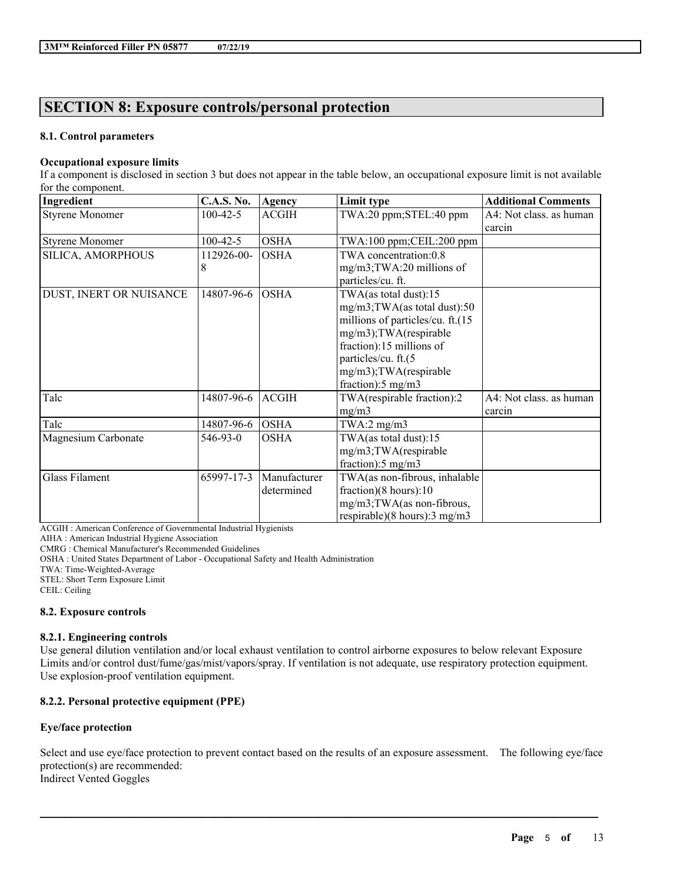# SECTION 8: Exposure controls/personal protection

### 8.1. Control parameters

**Occupational exposure limits**

If a component is disclosed in section 3 but does not appear in the table below, an occupational exposure limit is not available for the component.

| Ingredient | C.A.S. No. | Agency | Limit type | Additional Comments |
|---|---|---|---|---|
| Styrene Monomer | 100-42-5 | ACGIH | TWA:20 ppm;STEL:40 ppm | A4: Not class. as human carcin |
| Styrene Monomer | 100-42-5 | OSHA | TWA:100 ppm;CEIL:200 ppm | |
| SILICA, AMORPHOUS | 112926-00-8 | OSHA | TWA concentration:0.8 mg/m3;TWA:20 millions of particles/cu. ft. | |
| DUST, INERT OR NUISANCE | 14807-96-6 | OSHA | TWA(as total dust):15 mg/m3;TWA(as total dust):50 millions of particles/cu. ft.(15 mg/m3);TWA(respirable fraction):15 millions of particles/cu. ft.(5 mg/m3);TWA(respirable fraction):5 mg/m3 | |
| Talc | 14807-96-6 | ACGIH | TWA(respirable fraction):2 mg/m3 | A4: Not class. as human carcin |
| Talc | 14807-96-6 | OSHA | TWA:2 mg/m3 | |
| Magnesium Carbonate | 546-93-0 | OSHA | TWA(as total dust):15 mg/m3;TWA(respirable fraction):5 mg/m3 | |
| Glass Filament | 65997-17-3 | Manufacturer determined | TWA(as non-fibrous, inhalable fraction)(8 hours):10 mg/m3;TWA(as non-fibrous, respirable)(8 hours):3 mg/m3 | |

ACGIH : American Conference of Governmental Industrial Hygienists
AIHA : American Industrial Hygiene Association
CMRG : Chemical Manufacturer's Recommended Guidelines
OSHA : United States Department of Labor - Occupational Safety and Health Administration
TWA: Time-Weighted-Average
STEL: Short Term Exposure Limit
CEIL: Ceiling

### 8.2. Exposure controls

#### 8.2.1. Engineering controls

Use general dilution ventilation and/or local exhaust ventilation to control airborne exposures to below relevant Exposure Limits and/or control dust/fume/gas/mist/vapors/spray. If ventilation is not adequate, use respiratory protection equipment. Use explosion-proof ventilation equipment.

#### 8.2.2. Personal protective equipment (PPE)

**Eye/face protection**

Select and use eye/face protection to prevent contact based on the results of an exposure assessment. The following eye/face protection(s) are recommended:
Indirect Vented Goggles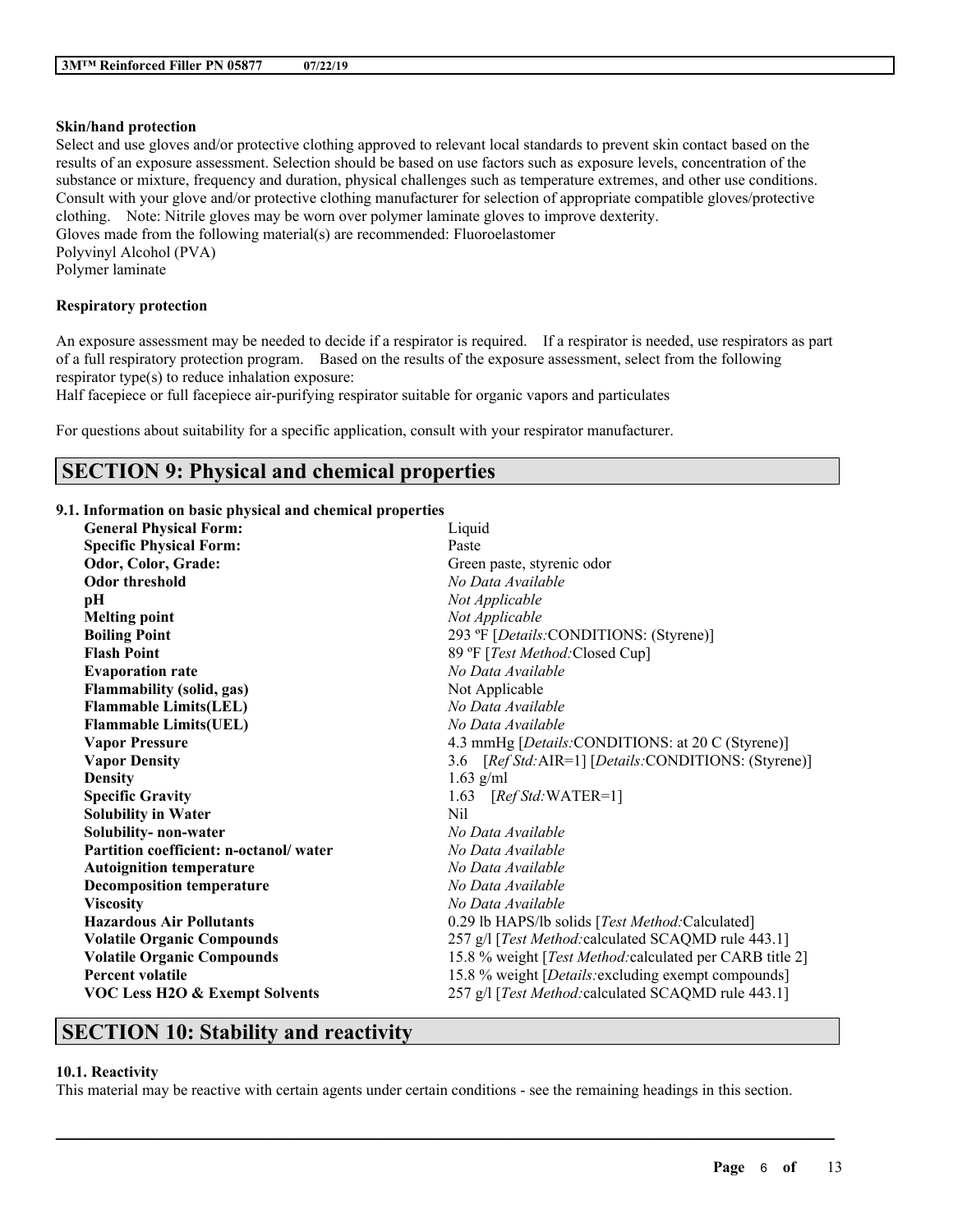**Skin/hand protection**

Select and use gloves and/or protective clothing approved to relevant local standards to prevent skin contact based on the results of an exposure assessment. Selection should be based on use factors such as exposure levels, concentration of the substance or mixture, frequency and duration, physical challenges such as temperature extremes, and other use conditions. Consult with your glove and/or protective clothing manufacturer for selection of appropriate compatible gloves/protective clothing. Note: Nitrile gloves may be worn over polymer laminate gloves to improve dexterity.
Gloves made from the following material(s) are recommended: Fluoroelastomer
Polyvinyl Alcohol (PVA)
Polymer laminate

**Respiratory protection**

An exposure assessment may be needed to decide if a respirator is required. If a respirator is needed, use respirators as part of a full respiratory protection program. Based on the results of the exposure assessment, select from the following respirator type(s) to reduce inhalation exposure:
Half facepiece or full facepiece air-purifying respirator suitable for organic vapors and particulates

For questions about suitability for a specific application, consult with your respirator manufacturer.

## SECTION 9: Physical and chemical properties

### 9.1. Information on basic physical and chemical properties

| | |
|---|---|
| **General Physical Form:** | Liquid |
| **Specific Physical Form:** | Paste |
| **Odor, Color, Grade:** | Green paste, styrenic odor |
| **Odor threshold** | *No Data Available* |
| **pH** | *Not Applicable* |
| **Melting point** | *Not Applicable* |
| **Boiling Point** | 293 ºF [*Details:*CONDITIONS: (Styrene)] |
| **Flash Point** | 89 ºF [*Test Method:*Closed Cup] |
| **Evaporation rate** | *No Data Available* |
| **Flammability (solid, gas)** | Not Applicable |
| **Flammable Limits(LEL)** | *No Data Available* |
| **Flammable Limits(UEL)** | *No Data Available* |
| **Vapor Pressure** | 4.3 mmHg [*Details:*CONDITIONS: at 20 C (Styrene)] |
| **Vapor Density** | 3.6 [*Ref Std:*AIR=1] [*Details:*CONDITIONS: (Styrene)] |
| **Density** | 1.63 g/ml |
| **Specific Gravity** | 1.63 [*Ref Std:*WATER=1] |
| **Solubility in Water** | Nil |
| **Solubility- non-water** | *No Data Available* |
| **Partition coefficient: n-octanol/ water** | *No Data Available* |
| **Autoignition temperature** | *No Data Available* |
| **Decomposition temperature** | *No Data Available* |
| **Viscosity** | *No Data Available* |
| **Hazardous Air Pollutants** | 0.29 lb HAPS/lb solids [*Test Method:*Calculated] |
| **Volatile Organic Compounds** | 257 g/l [*Test Method:*calculated SCAQMD rule 443.1] |
| **Volatile Organic Compounds** | 15.8 % weight [*Test Method:*calculated per CARB title 2] |
| **Percent volatile** | 15.8 % weight [*Details:*excluding exempt compounds] |
| **VOC Less H2O & Exempt Solvents** | 257 g/l [*Test Method:*calculated SCAQMD rule 443.1] |

## SECTION 10: Stability and reactivity

### 10.1. Reactivity

This material may be reactive with certain agents under certain conditions - see the remaining headings in this section.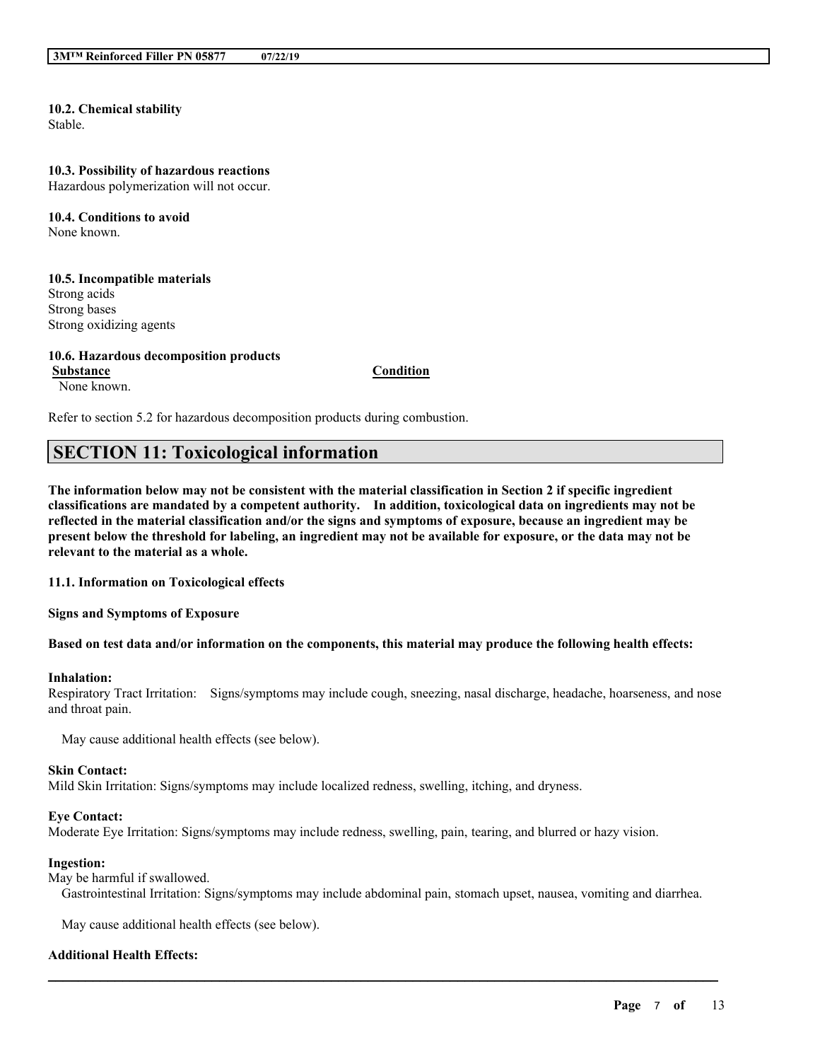### 10.2. Chemical stability
Stable.

### 10.3. Possibility of hazardous reactions
Hazardous polymerization will not occur.

### 10.4. Conditions to avoid
None known.

### 10.5. Incompatible materials
Strong acids
Strong bases
Strong oxidizing agents

### 10.6. Hazardous decomposition products

| Substance | Condition |
|---|---|
| None known. | |

Refer to section 5.2 for hazardous decomposition products during combustion.

## SECTION 11: Toxicological information

**The information below may not be consistent with the material classification in Section 2 if specific ingredient classifications are mandated by a competent authority. In addition, toxicological data on ingredients may not be reflected in the material classification and/or the signs and symptoms of exposure, because an ingredient may be present below the threshold for labeling, an ingredient may not be available for exposure, or the data may not be relevant to the material as a whole.**

### 11.1. Information on Toxicological effects

**Signs and Symptoms of Exposure**

**Based on test data and/or information on the components, this material may produce the following health effects:**

**Inhalation:**
Respiratory Tract Irritation: Signs/symptoms may include cough, sneezing, nasal discharge, headache, hoarseness, and nose and throat pain.

May cause additional health effects (see below).

**Skin Contact:**
Mild Skin Irritation: Signs/symptoms may include localized redness, swelling, itching, and dryness.

**Eye Contact:**
Moderate Eye Irritation: Signs/symptoms may include redness, swelling, pain, tearing, and blurred or hazy vision.

**Ingestion:**
May be harmful if swallowed.
Gastrointestinal Irritation: Signs/symptoms may include abdominal pain, stomach upset, nausea, vomiting and diarrhea.

May cause additional health effects (see below).

**Additional Health Effects:**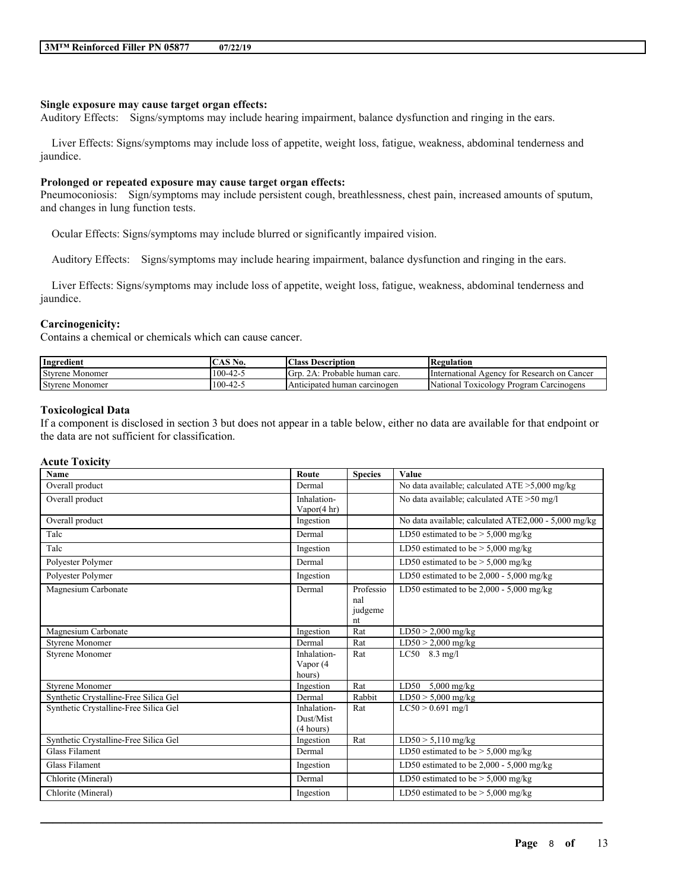**Single exposure may cause target organ effects:**
Auditory Effects: Signs/symptoms may include hearing impairment, balance dysfunction and ringing in the ears.

Liver Effects: Signs/symptoms may include loss of appetite, weight loss, fatigue, weakness, abdominal tenderness and jaundice.

**Prolonged or repeated exposure may cause target organ effects:**
Pneumoconiosis: Sign/symptoms may include persistent cough, breathlessness, chest pain, increased amounts of sputum, and changes in lung function tests.

Ocular Effects: Signs/symptoms may include blurred or significantly impaired vision.

Auditory Effects: Signs/symptoms may include hearing impairment, balance dysfunction and ringing in the ears.

Liver Effects: Signs/symptoms may include loss of appetite, weight loss, fatigue, weakness, abdominal tenderness and jaundice.

**Carcinogenicity:**
Contains a chemical or chemicals which can cause cancer.

| Ingredient | CAS No. | Class Description | Regulation |
|---|---|---|---|
| Styrene Monomer | 100-42-5 | Grp. 2A: Probable human carc. | International Agency for Research on Cancer |
| Styrene Monomer | 100-42-5 | Anticipated human carcinogen | National Toxicology Program Carcinogens |

**Toxicological Data**
If a component is disclosed in section 3 but does not appear in a table below, either no data are available for that endpoint or the data are not sufficient for classification.

**Acute Toxicity**

| Name | Route | Species | Value |
|---|---|---|---|
| Overall product | Dermal | | No data available; calculated ATE >5,000 mg/kg |
| Overall product | Inhalation-Vapor(4 hr) | | No data available; calculated ATE >50 mg/l |
| Overall product | Ingestion | | No data available; calculated ATE2,000 - 5,000 mg/kg |
| Talc | Dermal | | LD50 estimated to be > 5,000 mg/kg |
| Talc | Ingestion | | LD50 estimated to be > 5,000 mg/kg |
| Polyester Polymer | Dermal | | LD50 estimated to be > 5,000 mg/kg |
| Polyester Polymer | Ingestion | | LD50 estimated to be 2,000 - 5,000 mg/kg |
| Magnesium Carbonate | Dermal | Professional judgement | LD50 estimated to be 2,000 - 5,000 mg/kg |
| Magnesium Carbonate | Ingestion | Rat | LD50 > 2,000 mg/kg |
| Styrene Monomer | Dermal | Rat | LD50 > 2,000 mg/kg |
| Styrene Monomer | Inhalation-Vapor (4 hours) | Rat | LC50 8.3 mg/l |
| Styrene Monomer | Ingestion | Rat | LD50 5,000 mg/kg |
| Synthetic Crystalline-Free Silica Gel | Dermal | Rabbit | LD50 > 5,000 mg/kg |
| Synthetic Crystalline-Free Silica Gel | Inhalation-Dust/Mist (4 hours) | Rat | LC50 > 0.691 mg/l |
| Synthetic Crystalline-Free Silica Gel | Ingestion | Rat | LD50 > 5,110 mg/kg |
| Glass Filament | Dermal | | LD50 estimated to be > 5,000 mg/kg |
| Glass Filament | Ingestion | | LD50 estimated to be 2,000 - 5,000 mg/kg |
| Chlorite (Mineral) | Dermal | | LD50 estimated to be > 5,000 mg/kg |
| Chlorite (Mineral) | Ingestion | | LD50 estimated to be > 5,000 mg/kg |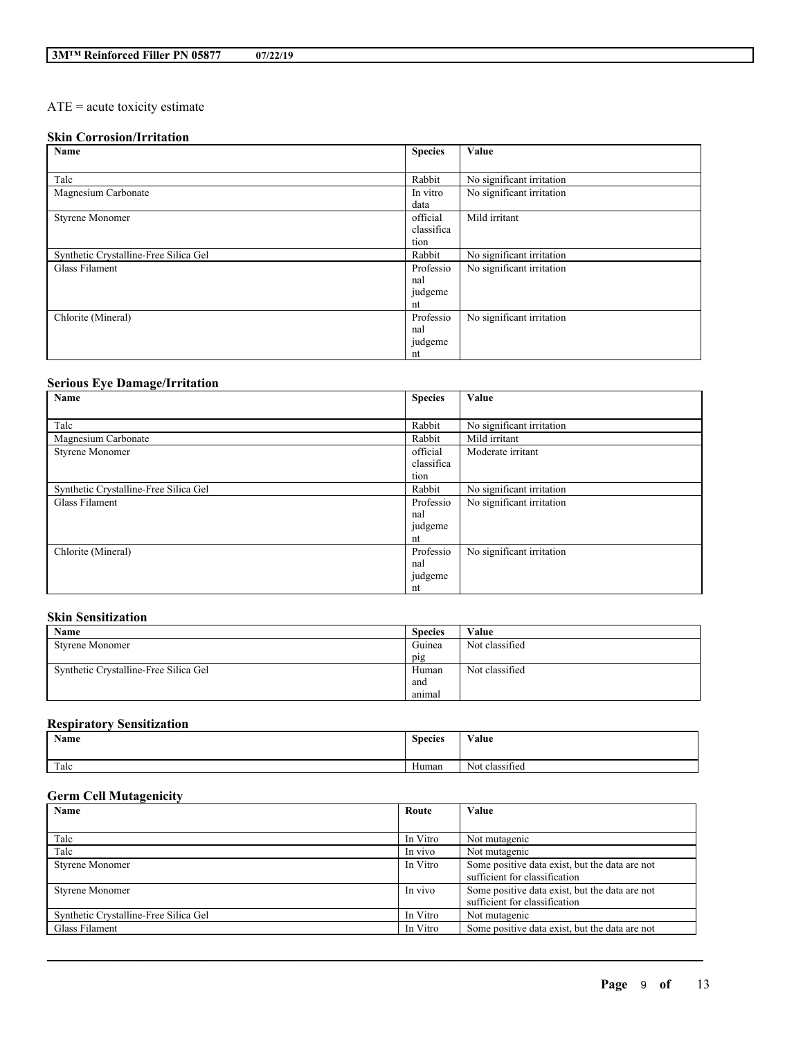ATE = acute toxicity estimate

### Skin Corrosion/Irritation

| Name | Species | Value |
|---|---|---|
| Talc | Rabbit | No significant irritation |
| Magnesium Carbonate | In vitro data | No significant irritation |
| Styrene Monomer | official classification | Mild irritant |
| Synthetic Crystalline-Free Silica Gel | Rabbit | No significant irritation |
| Glass Filament | Professional judgement | No significant irritation |
| Chlorite (Mineral) | Professional judgement | No significant irritation |

### Serious Eye Damage/Irritation

| Name | Species | Value |
|---|---|---|
| Talc | Rabbit | No significant irritation |
| Magnesium Carbonate | Rabbit | Mild irritant |
| Styrene Monomer | official classification | Moderate irritant |
| Synthetic Crystalline-Free Silica Gel | Rabbit | No significant irritation |
| Glass Filament | Professional judgement | No significant irritation |
| Chlorite (Mineral) | Professional judgement | No significant irritation |

### Skin Sensitization

| Name | Species | Value |
|---|---|---|
| Styrene Monomer | Guinea pig | Not classified |
| Synthetic Crystalline-Free Silica Gel | Human and animal | Not classified |

### Respiratory Sensitization

| Name | Species | Value |
|---|---|---|
| Talc | Human | Not classified |

### Germ Cell Mutagenicity

| Name | Route | Value |
|---|---|---|
| Talc | In Vitro | Not mutagenic |
| Talc | In vivo | Not mutagenic |
| Styrene Monomer | In Vitro | Some positive data exist, but the data are not sufficient for classification |
| Styrene Monomer | In vivo | Some positive data exist, but the data are not sufficient for classification |
| Synthetic Crystalline-Free Silica Gel | In Vitro | Not mutagenic |
| Glass Filament | In Vitro | Some positive data exist, but the data are not |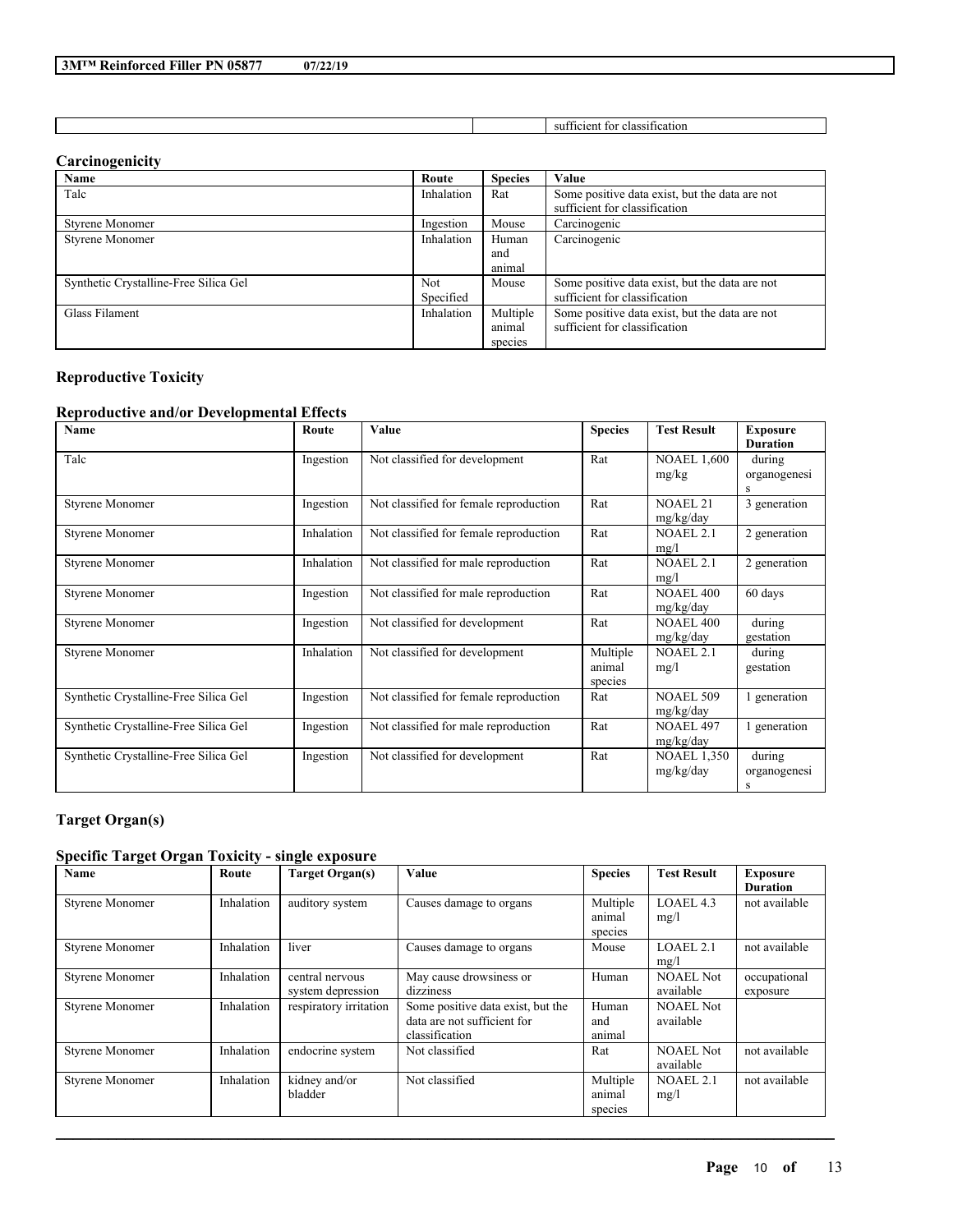| | | sufficient for classification |
|---|---|---|

## Carcinogenicity

| Name | Route | Species | Value |
|---|---|---|---|
| Talc | Inhalation | Rat | Some positive data exist, but the data are not sufficient for classification |
| Styrene Monomer | Ingestion | Mouse | Carcinogenic |
| Styrene Monomer | Inhalation | Human and animal | Carcinogenic |
| Synthetic Crystalline-Free Silica Gel | Not Specified | Mouse | Some positive data exist, but the data are not sufficient for classification |
| Glass Filament | Inhalation | Multiple animal species | Some positive data exist, but the data are not sufficient for classification |

## Reproductive Toxicity

### Reproductive and/or Developmental Effects

| Name | Route | Value | Species | Test Result | Exposure Duration |
|---|---|---|---|---|---|
| Talc | Ingestion | Not classified for development | Rat | NOAEL 1,600 mg/kg | during organogenesis |
| Styrene Monomer | Ingestion | Not classified for female reproduction | Rat | NOAEL 21 mg/kg/day | 3 generation |
| Styrene Monomer | Inhalation | Not classified for female reproduction | Rat | NOAEL 2.1 mg/l | 2 generation |
| Styrene Monomer | Inhalation | Not classified for male reproduction | Rat | NOAEL 2.1 mg/l | 2 generation |
| Styrene Monomer | Ingestion | Not classified for male reproduction | Rat | NOAEL 400 mg/kg/day | 60 days |
| Styrene Monomer | Ingestion | Not classified for development | Rat | NOAEL 400 mg/kg/day | during gestation |
| Styrene Monomer | Inhalation | Not classified for development | Multiple animal species | NOAEL 2.1 mg/l | during gestation |
| Synthetic Crystalline-Free Silica Gel | Ingestion | Not classified for female reproduction | Rat | NOAEL 509 mg/kg/day | 1 generation |
| Synthetic Crystalline-Free Silica Gel | Ingestion | Not classified for male reproduction | Rat | NOAEL 497 mg/kg/day | 1 generation |
| Synthetic Crystalline-Free Silica Gel | Ingestion | Not classified for development | Rat | NOAEL 1,350 mg/kg/day | during organogenesis |

## Target Organ(s)

### Specific Target Organ Toxicity - single exposure

| Name | Route | Target Organ(s) | Value | Species | Test Result | Exposure Duration |
|---|---|---|---|---|---|---|
| Styrene Monomer | Inhalation | auditory system | Causes damage to organs | Multiple animal species | LOAEL 4.3 mg/l | not available |
| Styrene Monomer | Inhalation | liver | Causes damage to organs | Mouse | LOAEL 2.1 mg/l | not available |
| Styrene Monomer | Inhalation | central nervous system depression | May cause drowsiness or dizziness | Human | NOAEL Not available | occupational exposure |
| Styrene Monomer | Inhalation | respiratory irritation | Some positive data exist, but the data are not sufficient for classification | Human and animal | NOAEL Not available | |
| Styrene Monomer | Inhalation | endocrine system | Not classified | Rat | NOAEL Not available | not available |
| Styrene Monomer | Inhalation | kidney and/or bladder | Not classified | Multiple animal species | NOAEL 2.1 mg/l | not available |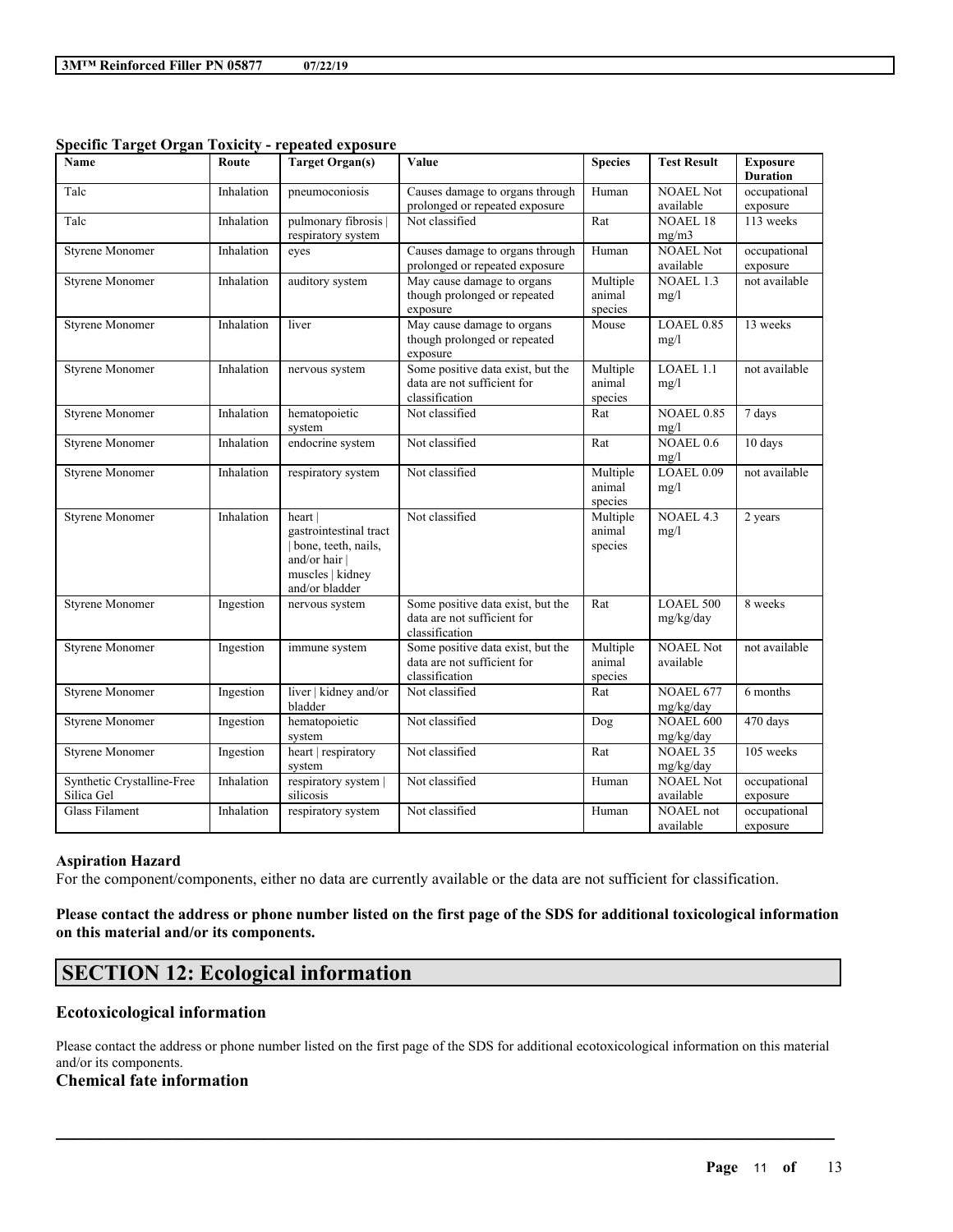**Specific Target Organ Toxicity - repeated exposure**

| Name | Route | Target Organ(s) | Value | Species | Test Result | Exposure Duration |
|---|---|---|---|---|---|---|
| Talc | Inhalation | pneumoconiosis | Causes damage to organs through prolonged or repeated exposure | Human | NOAEL Not available | occupational exposure |
| Talc | Inhalation | pulmonary fibrosis \| respiratory system | Not classified | Rat | NOAEL 18 mg/m3 | 113 weeks |
| Styrene Monomer | Inhalation | eyes | Causes damage to organs through prolonged or repeated exposure | Human | NOAEL Not available | occupational exposure |
| Styrene Monomer | Inhalation | auditory system | May cause damage to organs though prolonged or repeated exposure | Multiple animal species | NOAEL 1.3 mg/l | not available |
| Styrene Monomer | Inhalation | liver | May cause damage to organs though prolonged or repeated exposure | Mouse | LOAEL 0.85 mg/l | 13 weeks |
| Styrene Monomer | Inhalation | nervous system | Some positive data exist, but the data are not sufficient for classification | Multiple animal species | LOAEL 1.1 mg/l | not available |
| Styrene Monomer | Inhalation | hematopoietic system | Not classified | Rat | NOAEL 0.85 mg/l | 7 days |
| Styrene Monomer | Inhalation | endocrine system | Not classified | Rat | NOAEL 0.6 mg/l | 10 days |
| Styrene Monomer | Inhalation | respiratory system | Not classified | Multiple animal species | LOAEL 0.09 mg/l | not available |
| Styrene Monomer | Inhalation | heart \| gastrointestinal tract \| bone, teeth, nails, and/or hair \| muscles \| kidney and/or bladder | Not classified | Multiple animal species | NOAEL 4.3 mg/l | 2 years |
| Styrene Monomer | Ingestion | nervous system | Some positive data exist, but the data are not sufficient for classification | Rat | LOAEL 500 mg/kg/day | 8 weeks |
| Styrene Monomer | Ingestion | immune system | Some positive data exist, but the data are not sufficient for classification | Multiple animal species | NOAEL Not available | not available |
| Styrene Monomer | Ingestion | liver \| kidney and/or bladder | Not classified | Rat | NOAEL 677 mg/kg/day | 6 months |
| Styrene Monomer | Ingestion | hematopoietic system | Not classified | Dog | NOAEL 600 mg/kg/day | 470 days |
| Styrene Monomer | Ingestion | heart \| respiratory system | Not classified | Rat | NOAEL 35 mg/kg/day | 105 weeks |
| Synthetic Crystalline-Free Silica Gel | Inhalation | respiratory system \| silicosis | Not classified | Human | NOAEL Not available | occupational exposure |
| Glass Filament | Inhalation | respiratory system | Not classified | Human | NOAEL not available | occupational exposure |

**Aspiration Hazard**

For the component/components, either no data are currently available or the data are not sufficient for classification.

**Please contact the address or phone number listed on the first page of the SDS for additional toxicological information on this material and/or its components.**

# SECTION 12: Ecological information

### Ecotoxicological information

Please contact the address or phone number listed on the first page of the SDS for additional ecotoxicological information on this material and/or its components.

### Chemical fate information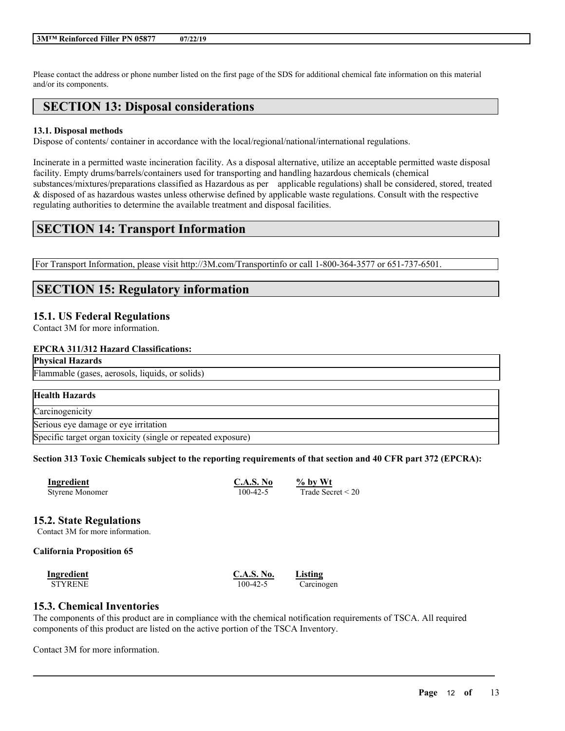Please contact the address or phone number listed on the first page of the SDS for additional chemical fate information on this material and/or its components.

## SECTION 13: Disposal considerations

**13.1. Disposal methods**

Dispose of contents/ container in accordance with the local/regional/national/international regulations.

Incinerate in a permitted waste incineration facility. As a disposal alternative, utilize an acceptable permitted waste disposal facility. Empty drums/barrels/containers used for transporting and handling hazardous chemicals (chemical substances/mixtures/preparations classified as Hazardous as per applicable regulations) shall be considered, stored, treated & disposed of as hazardous wastes unless otherwise defined by applicable waste regulations. Consult with the respective regulating authorities to determine the available treatment and disposal facilities.

## SECTION 14: Transport Information

For Transport Information, please visit http://3M.com/Transportinfo or call 1-800-364-3577 or 651-737-6501.

## SECTION 15: Regulatory information

### 15.1. US Federal Regulations

Contact 3M for more information.

**EPCRA 311/312 Hazard Classifications:**

| **Physical Hazards** |
| --- |
| Flammable (gases, aerosols, liquids, or solids) |

| **Health Hazards** |
| --- |
| Carcinogenicity |
| Serious eye damage or eye irritation |
| Specific target organ toxicity (single or repeated exposure) |

**Section 313 Toxic Chemicals subject to the reporting requirements of that section and 40 CFR part 372 (EPCRA):**

| Ingredient | C.A.S. No | % by Wt |
| --- | --- | --- |
| Styrene Monomer | 100-42-5 | Trade Secret < 20 |

### 15.2. State Regulations

Contact 3M for more information.

**California Proposition 65**

| Ingredient | C.A.S. No. | Listing |
| --- | --- | --- |
| STYRENE | 100-42-5 | Carcinogen |

### 15.3. Chemical Inventories

The components of this product are in compliance with the chemical notification requirements of TSCA. All required components of this product are listed on the active portion of the TSCA Inventory.

Contact 3M for more information.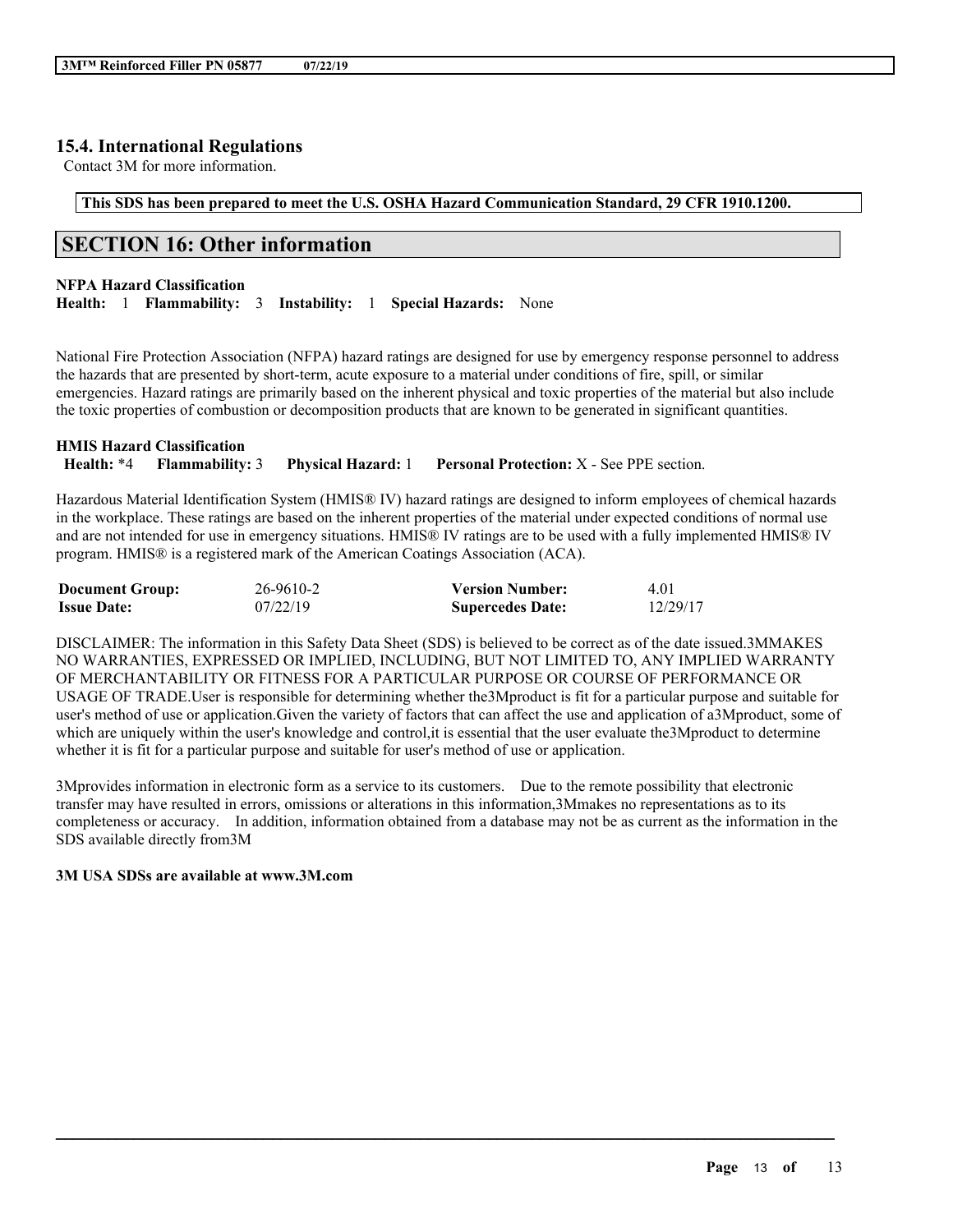## 15.4. International Regulations

Contact 3M for more information.

**This SDS has been prepared to meet the U.S. OSHA Hazard Communication Standard, 29 CFR 1910.1200.**

## SECTION 16: Other information

**NFPA Hazard Classification**
**Health:** 1 **Flammability:** 3 **Instability:** 1 **Special Hazards:** None

National Fire Protection Association (NFPA) hazard ratings are designed for use by emergency response personnel to address the hazards that are presented by short-term, acute exposure to a material under conditions of fire, spill, or similar emergencies. Hazard ratings are primarily based on the inherent physical and toxic properties of the material but also include the toxic properties of combustion or decomposition products that are known to be generated in significant quantities.

**HMIS Hazard Classification**
**Health:** *4 **Flammability:** 3 **Physical Hazard:** 1 **Personal Protection:** X - See PPE section.

Hazardous Material Identification System (HMIS® IV) hazard ratings are designed to inform employees of chemical hazards in the workplace. These ratings are based on the inherent properties of the material under expected conditions of normal use and are not intended for use in emergency situations. HMIS® IV ratings are to be used with a fully implemented HMIS® IV program. HMIS® is a registered mark of the American Coatings Association (ACA).

| | | | |
|---|---|---|---|
| **Document Group:** | 26-9610-2 | **Version Number:** | 4.01 |
| **Issue Date:** | 07/22/19 | **Supercedes Date:** | 12/29/17 |

DISCLAIMER: The information in this Safety Data Sheet (SDS) is believed to be correct as of the date issued.3MMAKES NO WARRANTIES, EXPRESSED OR IMPLIED, INCLUDING, BUT NOT LIMITED TO, ANY IMPLIED WARRANTY OF MERCHANTABILITY OR FITNESS FOR A PARTICULAR PURPOSE OR COURSE OF PERFORMANCE OR USAGE OF TRADE.User is responsible for determining whether the3Mproduct is fit for a particular purpose and suitable for user's method of use or application.Given the variety of factors that can affect the use and application of a3Mproduct, some of which are uniquely within the user's knowledge and control,it is essential that the user evaluate the3Mproduct to determine whether it is fit for a particular purpose and suitable for user's method of use or application.

3Mprovides information in electronic form as a service to its customers. Due to the remote possibility that electronic transfer may have resulted in errors, omissions or alterations in this information,3Mmakes no representations as to its completeness or accuracy. In addition, information obtained from a database may not be as current as the information in the SDS available directly from3M

**3M USA SDSs are available at www.3M.com**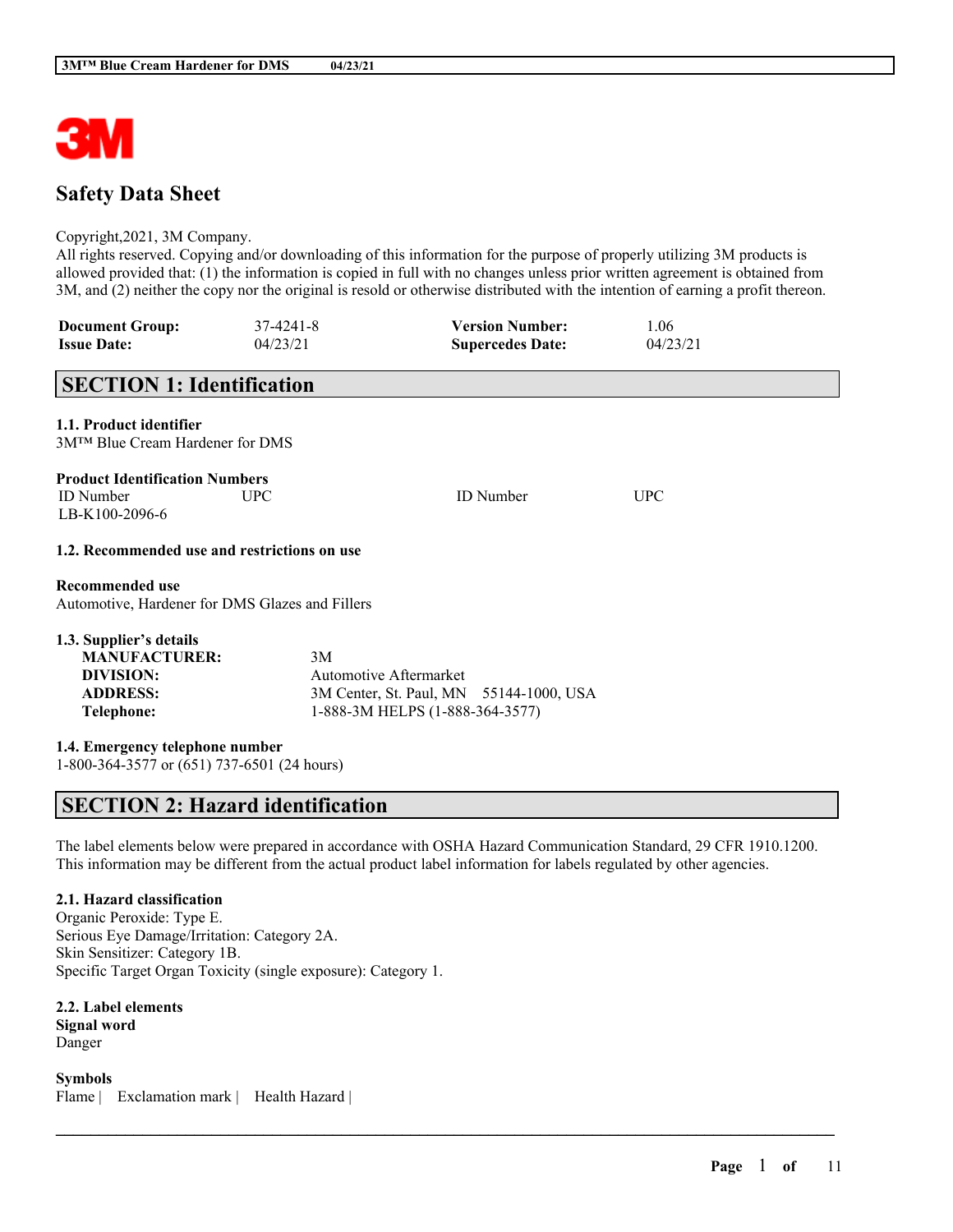# Safety Data Sheet

Copyright,2021, 3M Company.
All rights reserved. Copying and/or downloading of this information for the purpose of properly utilizing 3M products is allowed provided that: (1) the information is copied in full with no changes unless prior written agreement is obtained from 3M, and (2) neither the copy nor the original is resold or otherwise distributed with the intention of earning a profit thereon.

| | | | |
|---|---|---|---|
| **Document Group:** | 37-4241-8 | **Version Number:** | 1.06 |
| **Issue Date:** | 04/23/21 | **Supercedes Date:** | 04/23/21 |

## SECTION 1: Identification

**1.1. Product identifier**
3M™ Blue Cream Hardener for DMS

**Product Identification Numbers**

| ID Number | UPC | ID Number | UPC |
|---|---|---|---|
| LB-K100-2096-6 | | | |

**1.2. Recommended use and restrictions on use**

**Recommended use**
Automotive, Hardener for DMS Glazes and Fillers

**1.3. Supplier's details**

| | |
|---|---|
| **MANUFACTURER:** | 3M |
| **DIVISION:** | Automotive Aftermarket |
| **ADDRESS:** | 3M Center, St. Paul, MN 55144-1000, USA |
| **Telephone:** | 1-888-3M HELPS (1-888-364-3577) |

**1.4. Emergency telephone number**
1-800-364-3577 or (651) 737-6501 (24 hours)

## SECTION 2: Hazard identification

The label elements below were prepared in accordance with OSHA Hazard Communication Standard, 29 CFR 1910.1200. This information may be different from the actual product label information for labels regulated by other agencies.

**2.1. Hazard classification**
Organic Peroxide: Type E.
Serious Eye Damage/Irritation: Category 2A.
Skin Sensitizer: Category 1B.
Specific Target Organ Toxicity (single exposure): Category 1.

**2.2. Label elements**
**Signal word**
Danger

**Symbols**
Flame | Exclamation mark | Health Hazard |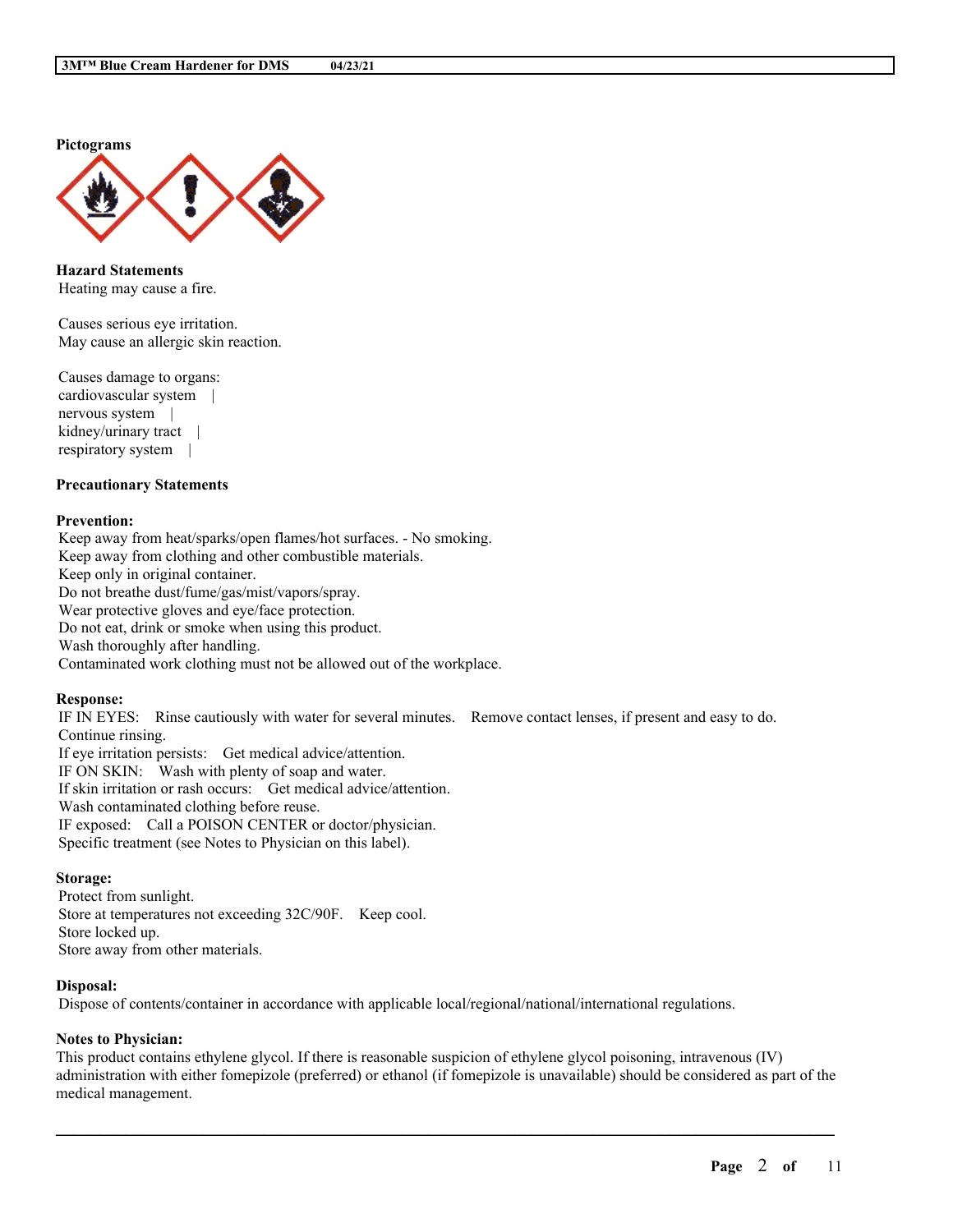**Pictograms**

**Hazard Statements**
Heating may cause a fire.

Causes serious eye irritation.
May cause an allergic skin reaction.

Causes damage to organs:
cardiovascular system |
nervous system |
kidney/urinary tract |
respiratory system |

**Precautionary Statements**

**Prevention:**
Keep away from heat/sparks/open flames/hot surfaces. - No smoking.
Keep away from clothing and other combustible materials.
Keep only in original container.
Do not breathe dust/fume/gas/mist/vapors/spray.
Wear protective gloves and eye/face protection.
Do not eat, drink or smoke when using this product.
Wash thoroughly after handling.
Contaminated work clothing must not be allowed out of the workplace.

**Response:**
IF IN EYES: Rinse cautiously with water for several minutes. Remove contact lenses, if present and easy to do. Continue rinsing.
If eye irritation persists: Get medical advice/attention.
IF ON SKIN: Wash with plenty of soap and water.
If skin irritation or rash occurs: Get medical advice/attention.
Wash contaminated clothing before reuse.
IF exposed: Call a POISON CENTER or doctor/physician.
Specific treatment (see Notes to Physician on this label).

**Storage:**
Protect from sunlight.
Store at temperatures not exceeding 32C/90F. Keep cool.
Store locked up.
Store away from other materials.

**Disposal:**
Dispose of contents/container in accordance with applicable local/regional/national/international regulations.

**Notes to Physician:**
This product contains ethylene glycol. If there is reasonable suspicion of ethylene glycol poisoning, intravenous (IV) administration with either fomepizole (preferred) or ethanol (if fomepizole is unavailable) should be considered as part of the medical management.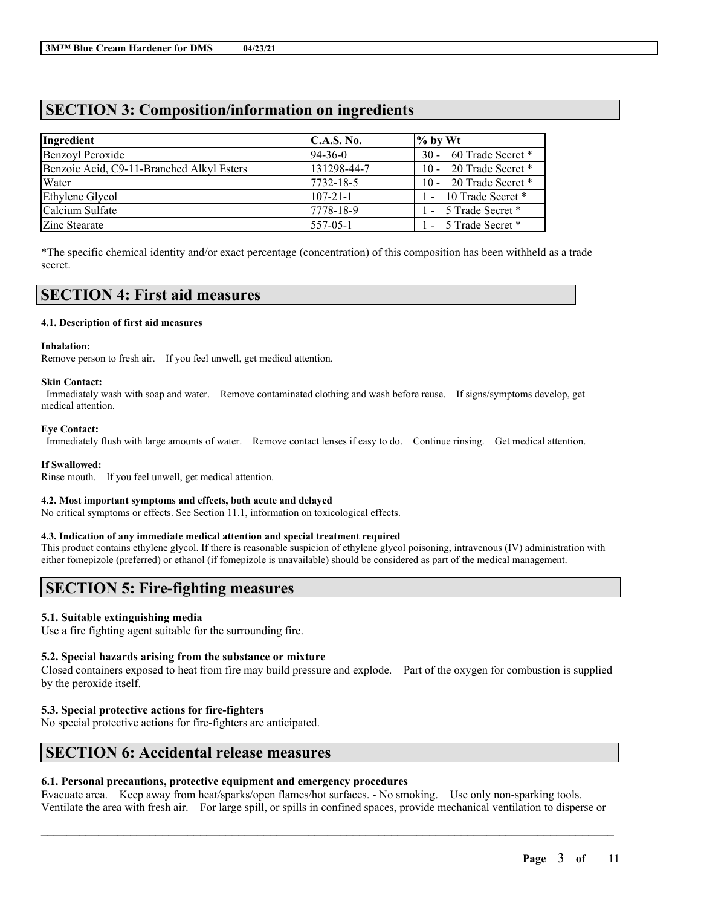## SECTION 3: Composition/information on ingredients

| Ingredient | C.A.S. No. | % by Wt |
|---|---|---|
| Benzoyl Peroxide | 94-36-0 | 30 - 60 Trade Secret * |
| Benzoic Acid, C9-11-Branched Alkyl Esters | 131298-44-7 | 10 - 20 Trade Secret * |
| Water | 7732-18-5 | 10 - 20 Trade Secret * |
| Ethylene Glycol | 107-21-1 | 1 - 10 Trade Secret * |
| Calcium Sulfate | 7778-18-9 | 1 - 5 Trade Secret * |
| Zinc Stearate | 557-05-1 | 1 - 5 Trade Secret * |

*The specific chemical identity and/or exact percentage (concentration) of this composition has been withheld as a trade secret.

## SECTION 4: First aid measures

### 4.1. Description of first aid measures

**Inhalation:**
Remove person to fresh air. If you feel unwell, get medical attention.

**Skin Contact:**
Immediately wash with soap and water. Remove contaminated clothing and wash before reuse. If signs/symptoms develop, get medical attention.

**Eye Contact:**
Immediately flush with large amounts of water. Remove contact lenses if easy to do. Continue rinsing. Get medical attention.

**If Swallowed:**
Rinse mouth. If you feel unwell, get medical attention.

### 4.2. Most important symptoms and effects, both acute and delayed

No critical symptoms or effects. See Section 11.1, information on toxicological effects.

### 4.3. Indication of any immediate medical attention and special treatment required

This product contains ethylene glycol. If there is reasonable suspicion of ethylene glycol poisoning, intravenous (IV) administration with either fomepizole (preferred) or ethanol (if fomepizole is unavailable) should be considered as part of the medical management.

## SECTION 5: Fire-fighting measures

### 5.1. Suitable extinguishing media

Use a fire fighting agent suitable for the surrounding fire.

### 5.2. Special hazards arising from the substance or mixture

Closed containers exposed to heat from fire may build pressure and explode. Part of the oxygen for combustion is supplied by the peroxide itself.

### 5.3. Special protective actions for fire-fighters

No special protective actions for fire-fighters are anticipated.

## SECTION 6: Accidental release measures

### 6.1. Personal precautions, protective equipment and emergency procedures

Evacuate area. Keep away from heat/sparks/open flames/hot surfaces. - No smoking. Use only non-sparking tools. Ventilate the area with fresh air. For large spill, or spills in confined spaces, provide mechanical ventilation to disperse or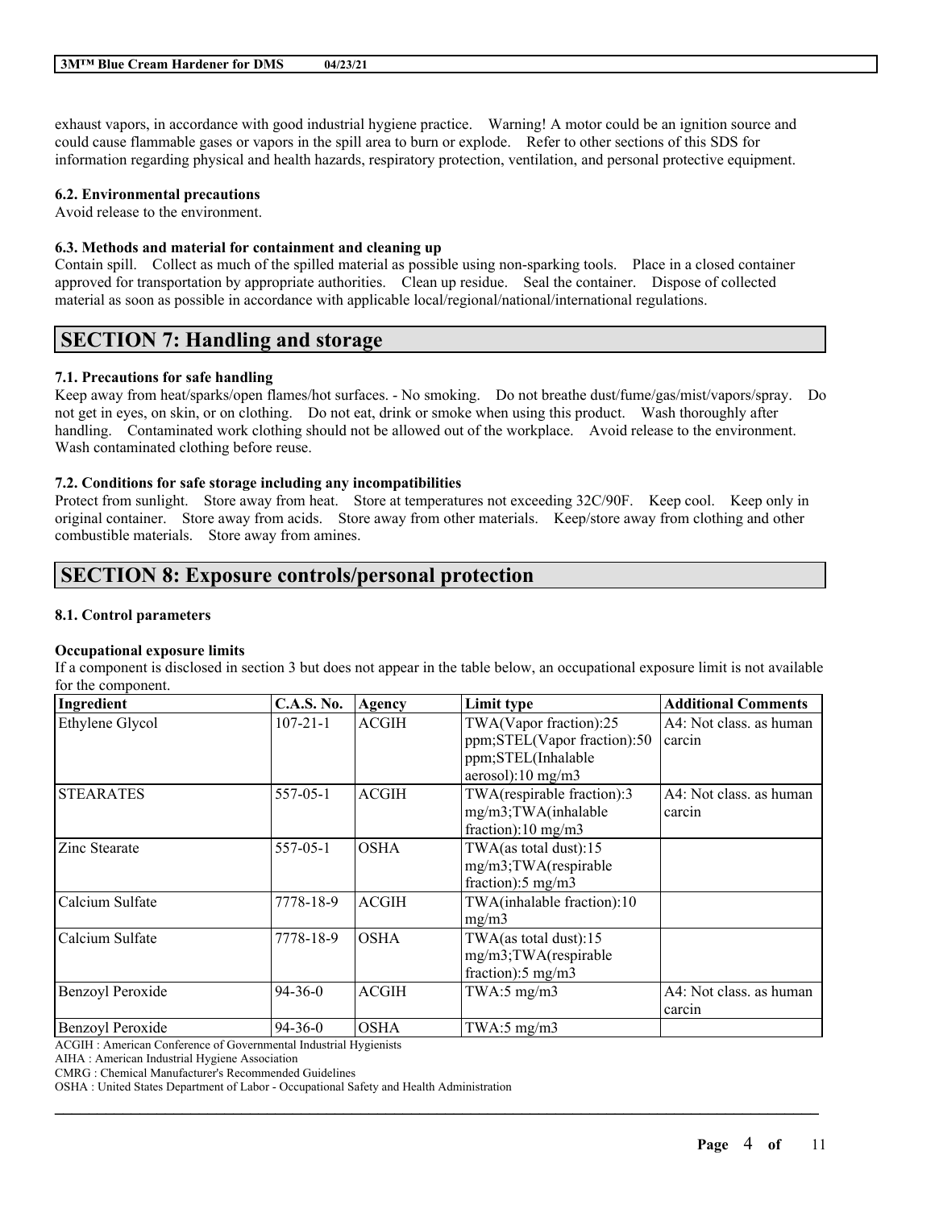exhaust vapors, in accordance with good industrial hygiene practice. Warning! A motor could be an ignition source and could cause flammable gases or vapors in the spill area to burn or explode. Refer to other sections of this SDS for information regarding physical and health hazards, respiratory protection, ventilation, and personal protective equipment.

### 6.2. Environmental precautions

Avoid release to the environment.

### 6.3. Methods and material for containment and cleaning up

Contain spill. Collect as much of the spilled material as possible using non-sparking tools. Place in a closed container approved for transportation by appropriate authorities. Clean up residue. Seal the container. Dispose of collected material as soon as possible in accordance with applicable local/regional/national/international regulations.

## SECTION 7: Handling and storage

### 7.1. Precautions for safe handling

Keep away from heat/sparks/open flames/hot surfaces. - No smoking. Do not breathe dust/fume/gas/mist/vapors/spray. Do not get in eyes, on skin, or on clothing. Do not eat, drink or smoke when using this product. Wash thoroughly after handling. Contaminated work clothing should not be allowed out of the workplace. Avoid release to the environment. Wash contaminated clothing before reuse.

### 7.2. Conditions for safe storage including any incompatibilities

Protect from sunlight. Store away from heat. Store at temperatures not exceeding 32C/90F. Keep cool. Keep only in original container. Store away from acids. Store away from other materials. Keep/store away from clothing and other combustible materials. Store away from amines.

## SECTION 8: Exposure controls/personal protection

### 8.1. Control parameters

**Occupational exposure limits**

If a component is disclosed in section 3 but does not appear in the table below, an occupational exposure limit is not available for the component.

| Ingredient | C.A.S. No. | Agency | Limit type | Additional Comments |
|---|---|---|---|---|
| Ethylene Glycol | 107-21-1 | ACGIH | TWA(Vapor fraction):25 ppm;STEL(Vapor fraction):50 ppm;STEL(Inhalable aerosol):10 mg/m3 | A4: Not class. as human carcin |
| STEARATES | 557-05-1 | ACGIH | TWA(respirable fraction):3 mg/m3;TWA(inhalable fraction):10 mg/m3 | A4: Not class. as human carcin |
| Zinc Stearate | 557-05-1 | OSHA | TWA(as total dust):15 mg/m3;TWA(respirable fraction):5 mg/m3 | |
| Calcium Sulfate | 7778-18-9 | ACGIH | TWA(inhalable fraction):10 mg/m3 | |
| Calcium Sulfate | 7778-18-9 | OSHA | TWA(as total dust):15 mg/m3;TWA(respirable fraction):5 mg/m3 | |
| Benzoyl Peroxide | 94-36-0 | ACGIH | TWA:5 mg/m3 | A4: Not class. as human carcin |
| Benzoyl Peroxide | 94-36-0 | OSHA | TWA:5 mg/m3 | |

ACGIH : American Conference of Governmental Industrial Hygienists
AIHA : American Industrial Hygiene Association
CMRG : Chemical Manufacturer's Recommended Guidelines
OSHA : United States Department of Labor - Occupational Safety and Health Administration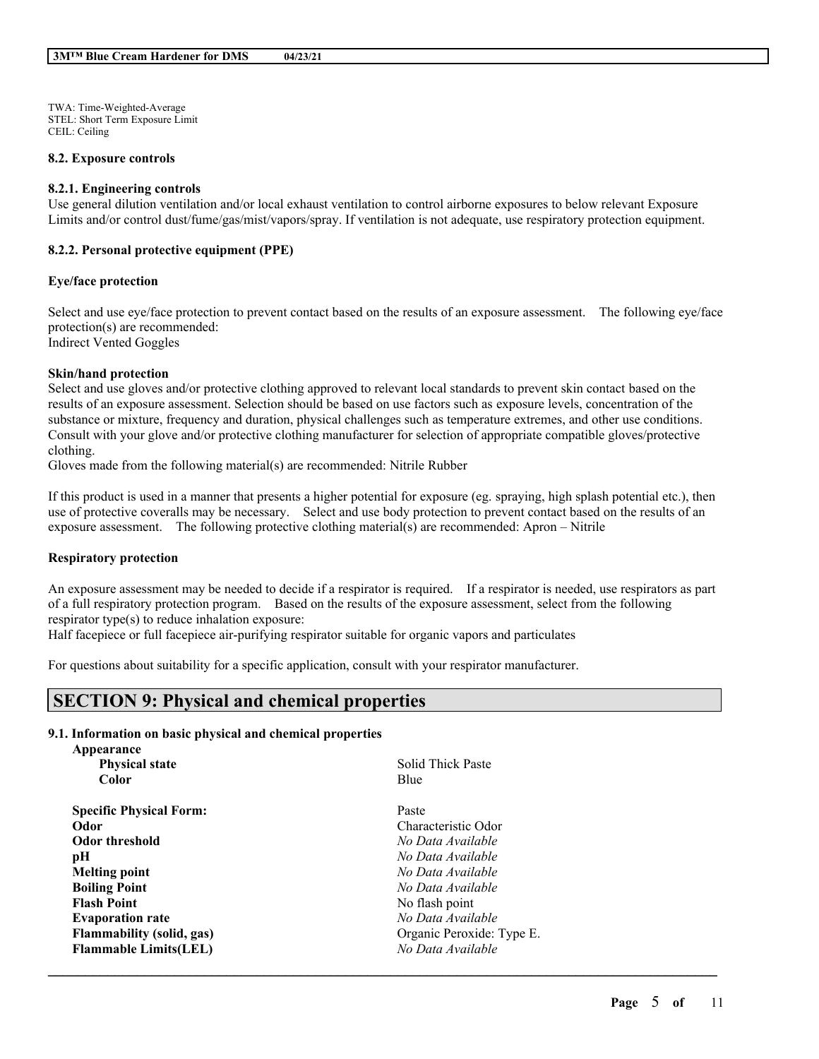TWA: Time-Weighted-Average
STEL: Short Term Exposure Limit
CEIL: Ceiling

#### 8.2. Exposure controls

#### 8.2.1. Engineering controls

Use general dilution ventilation and/or local exhaust ventilation to control airborne exposures to below relevant Exposure Limits and/or control dust/fume/gas/mist/vapors/spray. If ventilation is not adequate, use respiratory protection equipment.

#### 8.2.2. Personal protective equipment (PPE)

**Eye/face protection**

Select and use eye/face protection to prevent contact based on the results of an exposure assessment. The following eye/face protection(s) are recommended:
Indirect Vented Goggles

**Skin/hand protection**

Select and use gloves and/or protective clothing approved to relevant local standards to prevent skin contact based on the results of an exposure assessment. Selection should be based on use factors such as exposure levels, concentration of the substance or mixture, frequency and duration, physical challenges such as temperature extremes, and other use conditions. Consult with your glove and/or protective clothing manufacturer for selection of appropriate compatible gloves/protective clothing.
Gloves made from the following material(s) are recommended: Nitrile Rubber

If this product is used in a manner that presents a higher potential for exposure (eg. spraying, high splash potential etc.), then use of protective coveralls may be necessary. Select and use body protection to prevent contact based on the results of an exposure assessment. The following protective clothing material(s) are recommended: Apron – Nitrile

**Respiratory protection**

An exposure assessment may be needed to decide if a respirator is required. If a respirator is needed, use respirators as part of a full respiratory protection program. Based on the results of the exposure assessment, select from the following respirator type(s) to reduce inhalation exposure:
Half facepiece or full facepiece air-purifying respirator suitable for organic vapors and particulates

For questions about suitability for a specific application, consult with your respirator manufacturer.

## SECTION 9: Physical and chemical properties

#### 9.1. Information on basic physical and chemical properties

| Property | Value |
|---|---|
| **Appearance** | |
| **Physical state** | Solid Thick Paste |
| **Color** | Blue |
| **Specific Physical Form:** | Paste |
| **Odor** | Characteristic Odor |
| **Odor threshold** | *No Data Available* |
| **pH** | *No Data Available* |
| **Melting point** | *No Data Available* |
| **Boiling Point** | *No Data Available* |
| **Flash Point** | No flash point |
| **Evaporation rate** | *No Data Available* |
| **Flammability (solid, gas)** | Organic Peroxide: Type E. |
| **Flammable Limits(LEL)** | *No Data Available* |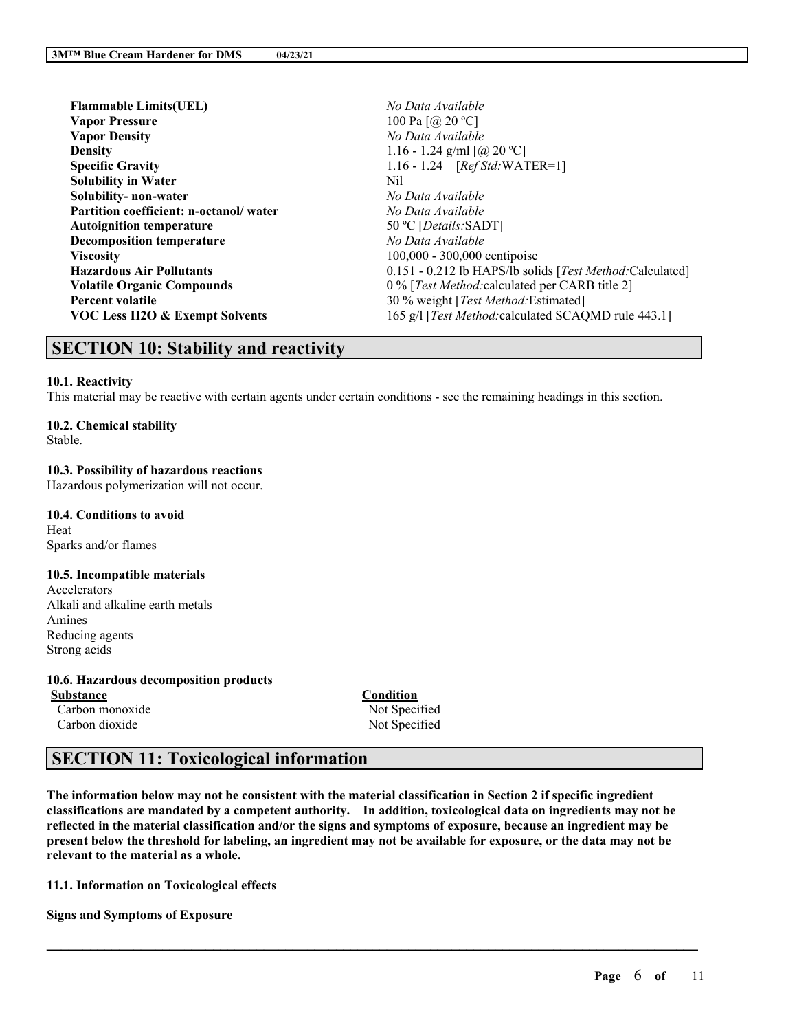| | |
|---|---|
| **Flammable Limits(UEL)** | *No Data Available* |
| **Vapor Pressure** | 100 Pa [@ 20 ºC] |
| **Vapor Density** | *No Data Available* |
| **Density** | 1.16 - 1.24 g/ml [@ 20 ºC] |
| **Specific Gravity** | 1.16 - 1.24 [*Ref Std:*WATER=1] |
| **Solubility in Water** | Nil |
| **Solubility- non-water** | *No Data Available* |
| **Partition coefficient: n-octanol/ water** | *No Data Available* |
| **Autoignition temperature** | 50 ºC [*Details:*SADT] |
| **Decomposition temperature** | *No Data Available* |
| **Viscosity** | 100,000 - 300,000 centipoise |
| **Hazardous Air Pollutants** | 0.151 - 0.212 lb HAPS/lb solids [*Test Method:*Calculated] |
| **Volatile Organic Compounds** | 0 % [*Test Method:*calculated per CARB title 2] |
| **Percent volatile** | 30 % weight [*Test Method:*Estimated] |
| **VOC Less H2O & Exempt Solvents** | 165 g/l [*Test Method:*calculated SCAQMD rule 443.1] |

## SECTION 10: Stability and reactivity

**10.1. Reactivity**
This material may be reactive with certain agents under certain conditions - see the remaining headings in this section.

**10.2. Chemical stability**
Stable.

**10.3. Possibility of hazardous reactions**
Hazardous polymerization will not occur.

**10.4. Conditions to avoid**
Heat
Sparks and/or flames

**10.5. Incompatible materials**
Accelerators
Alkali and alkaline earth metals
Amines
Reducing agents
Strong acids

**10.6. Hazardous decomposition products**

| Substance | Condition |
|---|---|
| Carbon monoxide | Not Specified |
| Carbon dioxide | Not Specified |

## SECTION 11: Toxicological information

**The information below may not be consistent with the material classification in Section 2 if specific ingredient classifications are mandated by a competent authority. In addition, toxicological data on ingredients may not be reflected in the material classification and/or the signs and symptoms of exposure, because an ingredient may be present below the threshold for labeling, an ingredient may not be available for exposure, or the data may not be relevant to the material as a whole.**

**11.1. Information on Toxicological effects**

**Signs and Symptoms of Exposure**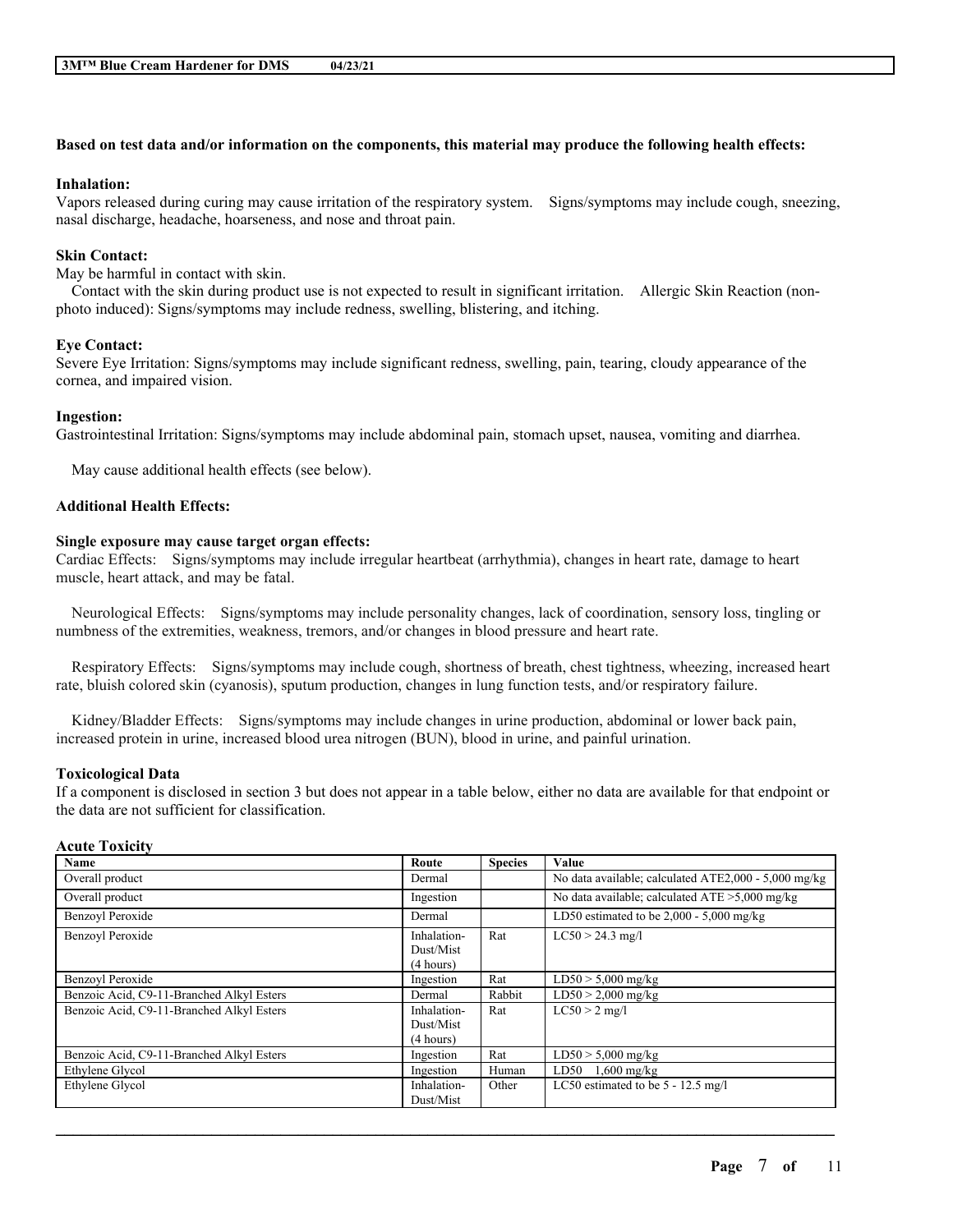**Based on test data and/or information on the components, this material may produce the following health effects:**

**Inhalation:**
Vapors released during curing may cause irritation of the respiratory system. Signs/symptoms may include cough, sneezing, nasal discharge, headache, hoarseness, and nose and throat pain.

**Skin Contact:**
May be harmful in contact with skin.
Contact with the skin during product use is not expected to result in significant irritation. Allergic Skin Reaction (non-photo induced): Signs/symptoms may include redness, swelling, blistering, and itching.

**Eye Contact:**
Severe Eye Irritation: Signs/symptoms may include significant redness, swelling, pain, tearing, cloudy appearance of the cornea, and impaired vision.

**Ingestion:**
Gastrointestinal Irritation: Signs/symptoms may include abdominal pain, stomach upset, nausea, vomiting and diarrhea.

May cause additional health effects (see below).

**Additional Health Effects:**

**Single exposure may cause target organ effects:**
Cardiac Effects: Signs/symptoms may include irregular heartbeat (arrhythmia), changes in heart rate, damage to heart muscle, heart attack, and may be fatal.

Neurological Effects: Signs/symptoms may include personality changes, lack of coordination, sensory loss, tingling or numbness of the extremities, weakness, tremors, and/or changes in blood pressure and heart rate.

Respiratory Effects: Signs/symptoms may include cough, shortness of breath, chest tightness, wheezing, increased heart rate, bluish colored skin (cyanosis), sputum production, changes in lung function tests, and/or respiratory failure.

Kidney/Bladder Effects: Signs/symptoms may include changes in urine production, abdominal or lower back pain, increased protein in urine, increased blood urea nitrogen (BUN), blood in urine, and painful urination.

**Toxicological Data**
If a component is disclosed in section 3 but does not appear in a table below, either no data are available for that endpoint or the data are not sufficient for classification.

**Acute Toxicity**

| Name | Route | Species | Value |
|---|---|---|---|
| Overall product | Dermal | | No data available; calculated ATE2,000 - 5,000 mg/kg |
| Overall product | Ingestion | | No data available; calculated ATE >5,000 mg/kg |
| Benzoyl Peroxide | Dermal | | LD50 estimated to be 2,000 - 5,000 mg/kg |
| Benzoyl Peroxide | Inhalation-Dust/Mist (4 hours) | Rat | LC50 > 24.3 mg/l |
| Benzoyl Peroxide | Ingestion | Rat | LD50 > 5,000 mg/kg |
| Benzoic Acid, C9-11-Branched Alkyl Esters | Dermal | Rabbit | LD50 > 2,000 mg/kg |
| Benzoic Acid, C9-11-Branched Alkyl Esters | Inhalation-Dust/Mist (4 hours) | Rat | LC50 > 2 mg/l |
| Benzoic Acid, C9-11-Branched Alkyl Esters | Ingestion | Rat | LD50 > 5,000 mg/kg |
| Ethylene Glycol | Ingestion | Human | LD50 1,600 mg/kg |
| Ethylene Glycol | Inhalation-Dust/Mist | Other | LC50 estimated to be 5 - 12.5 mg/l |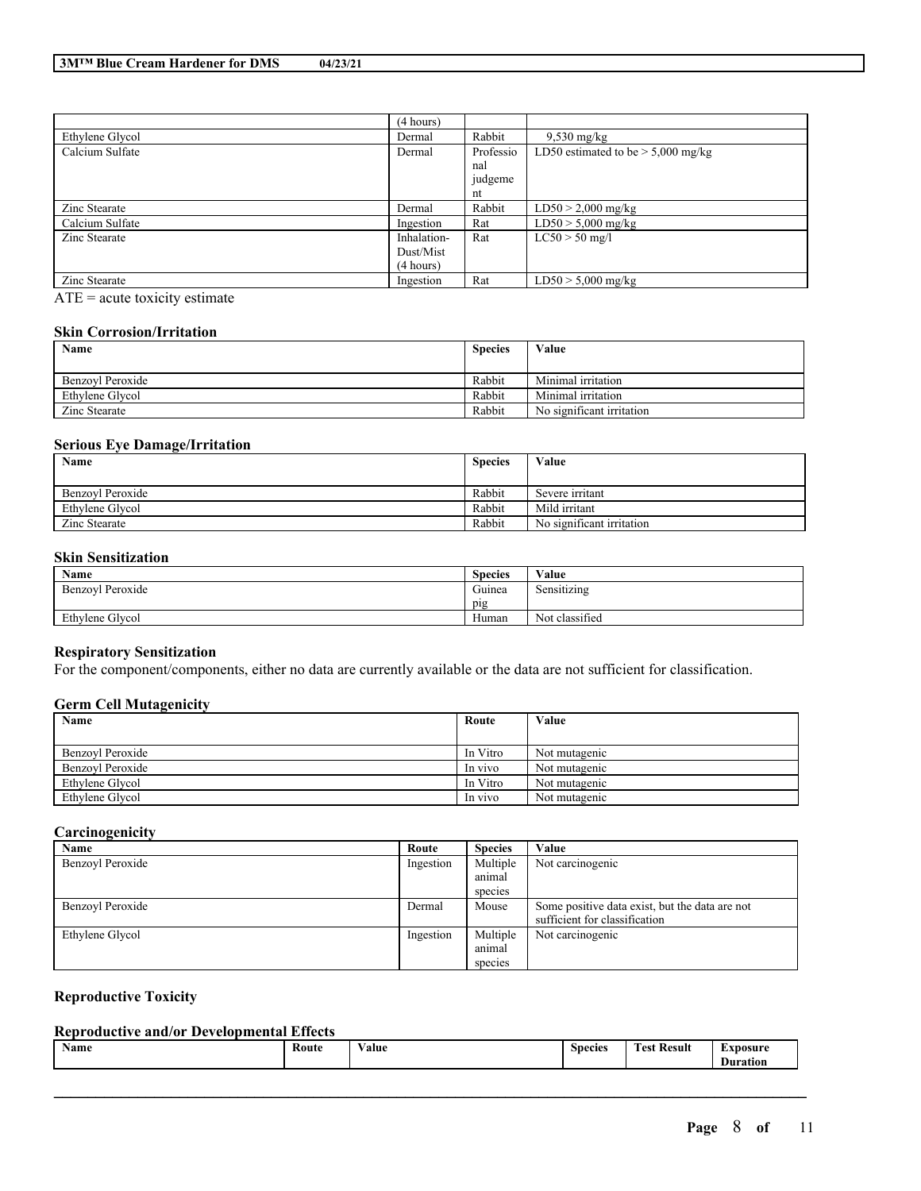| | (4 hours) | | |
|---|---|---|---|
| Ethylene Glycol | Dermal | Rabbit | 9,530 mg/kg |
| Calcium Sulfate | Dermal | Professional judgement | LD50 estimated to be > 5,000 mg/kg |
| Zinc Stearate | Dermal | Rabbit | LD50 > 2,000 mg/kg |
| Calcium Sulfate | Ingestion | Rat | LD50 > 5,000 mg/kg |
| Zinc Stearate | Inhalation-Dust/Mist (4 hours) | Rat | LC50 > 50 mg/l |
| Zinc Stearate | Ingestion | Rat | LD50 > 5,000 mg/kg |

ATE = acute toxicity estimate

### Skin Corrosion/Irritation

| Name | Species | Value |
|---|---|---|
| Benzoyl Peroxide | Rabbit | Minimal irritation |
| Ethylene Glycol | Rabbit | Minimal irritation |
| Zinc Stearate | Rabbit | No significant irritation |

### Serious Eye Damage/Irritation

| Name | Species | Value |
|---|---|---|
| Benzoyl Peroxide | Rabbit | Severe irritant |
| Ethylene Glycol | Rabbit | Mild irritant |
| Zinc Stearate | Rabbit | No significant irritation |

### Skin Sensitization

| Name | Species | Value |
|---|---|---|
| Benzoyl Peroxide | Guinea pig | Sensitizing |
| Ethylene Glycol | Human | Not classified |

### Respiratory Sensitization

For the component/components, either no data are currently available or the data are not sufficient for classification.

### Germ Cell Mutagenicity

| Name | Route | Value |
|---|---|---|
| Benzoyl Peroxide | In Vitro | Not mutagenic |
| Benzoyl Peroxide | In vivo | Not mutagenic |
| Ethylene Glycol | In Vitro | Not mutagenic |
| Ethylene Glycol | In vivo | Not mutagenic |

### Carcinogenicity

| Name | Route | Species | Value |
|---|---|---|---|
| Benzoyl Peroxide | Ingestion | Multiple animal species | Not carcinogenic |
| Benzoyl Peroxide | Dermal | Mouse | Some positive data exist, but the data are not sufficient for classification |
| Ethylene Glycol | Ingestion | Multiple animal species | Not carcinogenic |

### Reproductive Toxicity

### Reproductive and/or Developmental Effects

| Name | Route | Value | Species | Test Result | Exposure Duration |
|---|---|---|---|---|---|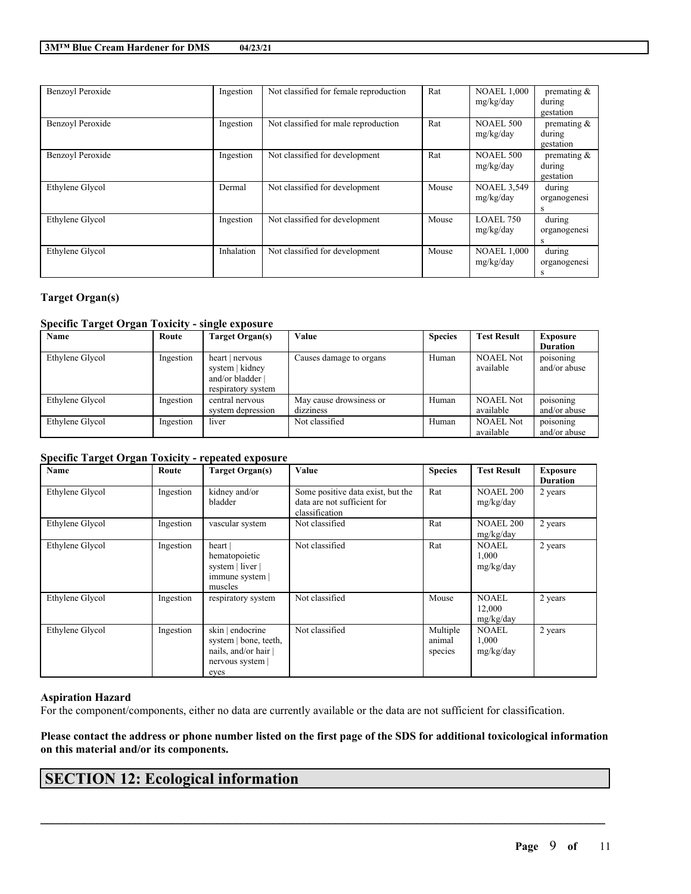| Benzoyl Peroxide | Ingestion | Not classified for female reproduction | Rat | NOAEL 1,000 mg/kg/day | premating & during gestation |
|---|---|---|---|---|---|
| Benzoyl Peroxide | Ingestion | Not classified for male reproduction | Rat | NOAEL 500 mg/kg/day | premating & during gestation |
| Benzoyl Peroxide | Ingestion | Not classified for development | Rat | NOAEL 500 mg/kg/day | premating & during gestation |
| Ethylene Glycol | Dermal | Not classified for development | Mouse | NOAEL 3,549 mg/kg/day | during organogenesis |
| Ethylene Glycol | Ingestion | Not classified for development | Mouse | LOAEL 750 mg/kg/day | during organogenesis |
| Ethylene Glycol | Inhalation | Not classified for development | Mouse | NOAEL 1,000 mg/kg/day | during organogenesis |

### Target Organ(s)

#### Specific Target Organ Toxicity - single exposure

| Name | Route | Target Organ(s) | Value | Species | Test Result | Exposure Duration |
|---|---|---|---|---|---|---|
| Ethylene Glycol | Ingestion | heart \| nervous system \| kidney and/or bladder \| respiratory system | Causes damage to organs | Human | NOAEL Not available | poisoning and/or abuse |
| Ethylene Glycol | Ingestion | central nervous system depression | May cause drowsiness or dizziness | Human | NOAEL Not available | poisoning and/or abuse |
| Ethylene Glycol | Ingestion | liver | Not classified | Human | NOAEL Not available | poisoning and/or abuse |

#### Specific Target Organ Toxicity - repeated exposure

| Name | Route | Target Organ(s) | Value | Species | Test Result | Exposure Duration |
|---|---|---|---|---|---|---|
| Ethylene Glycol | Ingestion | kidney and/or bladder | Some positive data exist, but the data are not sufficient for classification | Rat | NOAEL 200 mg/kg/day | 2 years |
| Ethylene Glycol | Ingestion | vascular system | Not classified | Rat | NOAEL 200 mg/kg/day | 2 years |
| Ethylene Glycol | Ingestion | heart \| hematopoietic system \| liver \| immune system \| muscles | Not classified | Rat | NOAEL 1,000 mg/kg/day | 2 years |
| Ethylene Glycol | Ingestion | respiratory system | Not classified | Mouse | NOAEL 12,000 mg/kg/day | 2 years |
| Ethylene Glycol | Ingestion | skin \| endocrine system \| bone, teeth, nails, and/or hair \| nervous system \| eyes | Not classified | Multiple animal species | NOAEL 1,000 mg/kg/day | 2 years |

### Aspiration Hazard

For the component/components, either no data are currently available or the data are not sufficient for classification.

**Please contact the address or phone number listed on the first page of the SDS for additional toxicological information on this material and/or its components.**

## SECTION 12: Ecological information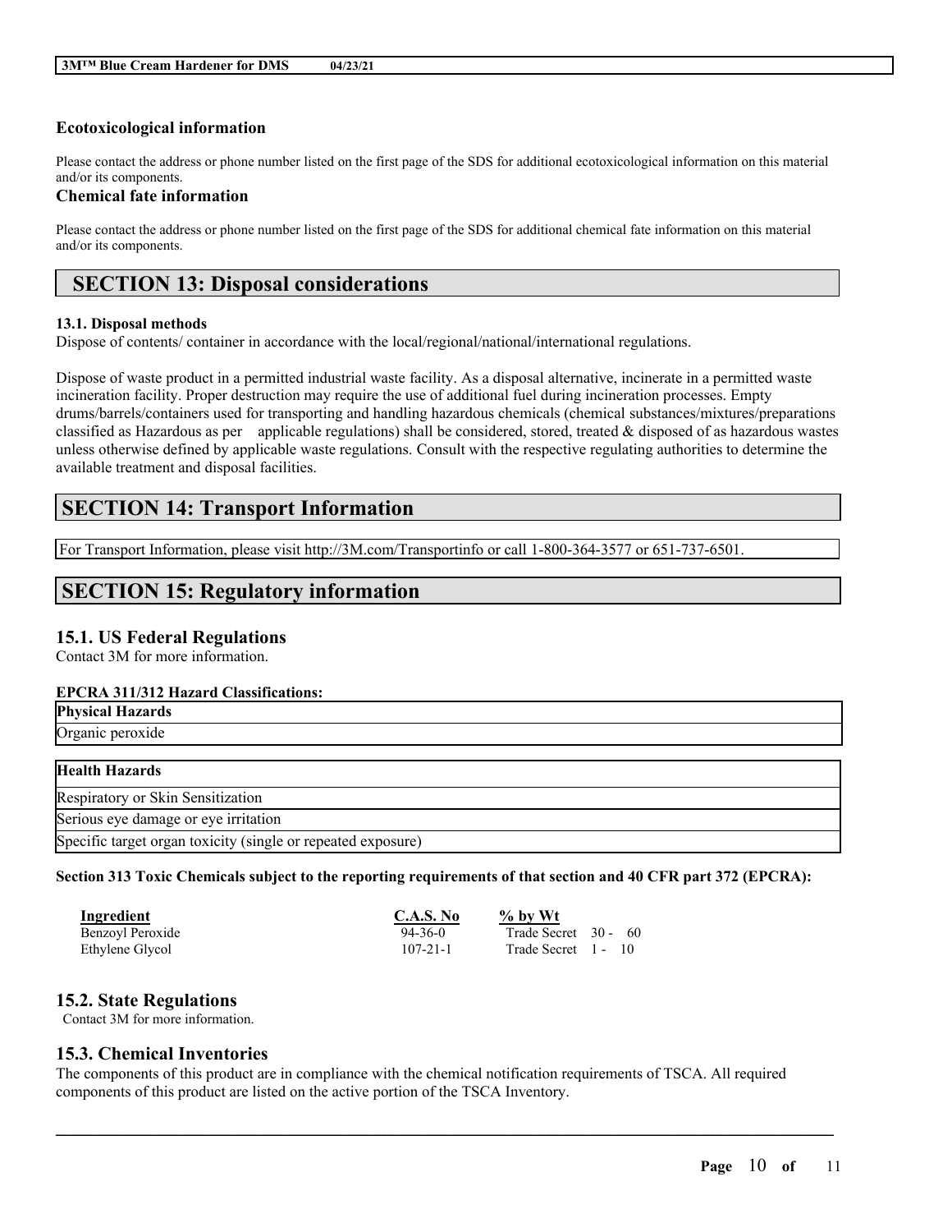### Ecotoxicological information

Please contact the address or phone number listed on the first page of the SDS for additional ecotoxicological information on this material and/or its components.

### Chemical fate information

Please contact the address or phone number listed on the first page of the SDS for additional chemical fate information on this material and/or its components.

## SECTION 13: Disposal considerations

**13.1. Disposal methods**

Dispose of contents/ container in accordance with the local/regional/national/international regulations.

Dispose of waste product in a permitted industrial waste facility. As a disposal alternative, incinerate in a permitted waste incineration facility. Proper destruction may require the use of additional fuel during incineration processes. Empty drums/barrels/containers used for transporting and handling hazardous chemicals (chemical substances/mixtures/preparations classified as Hazardous as per applicable regulations) shall be considered, stored, treated & disposed of as hazardous wastes unless otherwise defined by applicable waste regulations. Consult with the respective regulating authorities to determine the available treatment and disposal facilities.

## SECTION 14: Transport Information

For Transport Information, please visit http://3M.com/Transportinfo or call 1-800-364-3577 or 651-737-6501.

## SECTION 15: Regulatory information

### 15.1. US Federal Regulations

Contact 3M for more information.

**EPCRA 311/312 Hazard Classifications:**

| Physical Hazards |
|---|
| Organic peroxide |

| Health Hazards |
|---|
| Respiratory or Skin Sensitization |
| Serious eye damage or eye irritation |
| Specific target organ toxicity (single or repeated exposure) |

**Section 313 Toxic Chemicals subject to the reporting requirements of that section and 40 CFR part 372 (EPCRA):**

| Ingredient | C.A.S. No | % by Wt |
|---|---|---|
| Benzoyl Peroxide | 94-36-0 | Trade Secret 30 - 60 |
| Ethylene Glycol | 107-21-1 | Trade Secret 1 - 10 |

### 15.2. State Regulations

Contact 3M for more information.

### 15.3. Chemical Inventories

The components of this product are in compliance with the chemical notification requirements of TSCA. All required components of this product are listed on the active portion of the TSCA Inventory.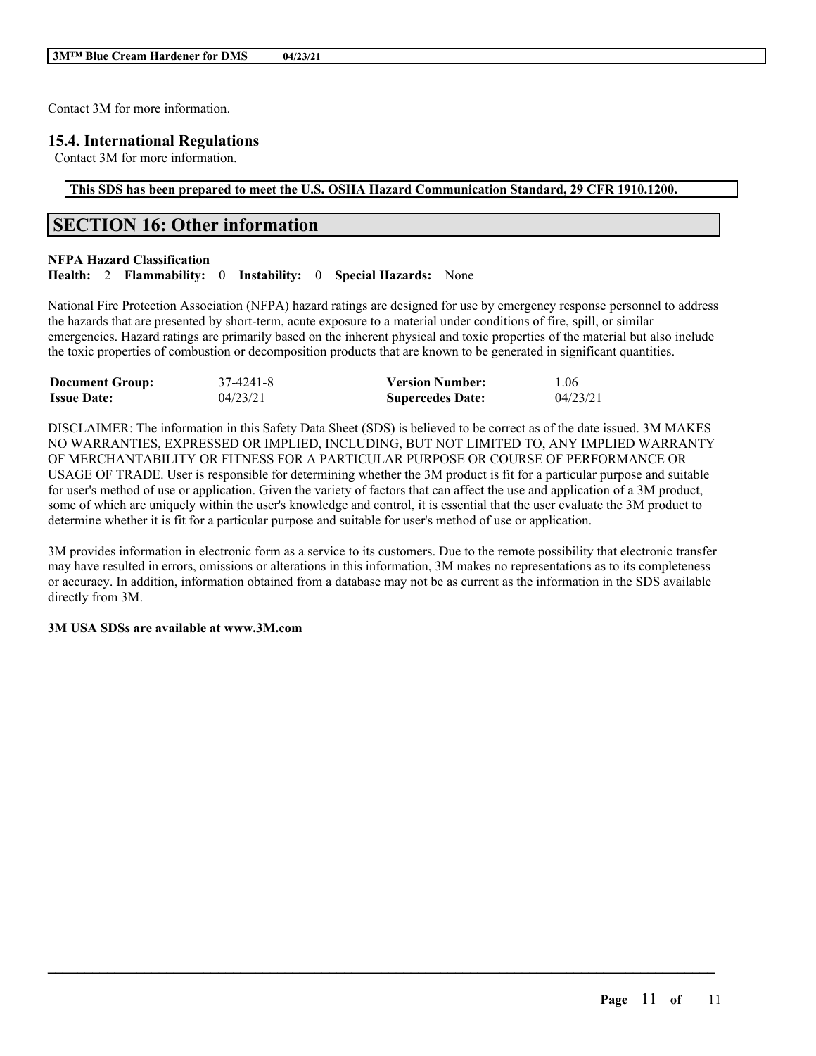Contact 3M for more information.

### 15.4. International Regulations

Contact 3M for more information.

**This SDS has been prepared to meet the U.S. OSHA Hazard Communication Standard, 29 CFR 1910.1200.**

## SECTION 16: Other information

**NFPA Hazard Classification**
**Health:** 2 **Flammability:** 0 **Instability:** 0 **Special Hazards:** None

National Fire Protection Association (NFPA) hazard ratings are designed for use by emergency response personnel to address the hazards that are presented by short-term, acute exposure to a material under conditions of fire, spill, or similar emergencies. Hazard ratings are primarily based on the inherent physical and toxic properties of the material but also include the toxic properties of combustion or decomposition products that are known to be generated in significant quantities.

| | | | |
|---|---|---|---|
| **Document Group:** | 37-4241-8 | **Version Number:** | 1.06 |
| **Issue Date:** | 04/23/21 | **Supercedes Date:** | 04/23/21 |

DISCLAIMER: The information in this Safety Data Sheet (SDS) is believed to be correct as of the date issued. 3M MAKES NO WARRANTIES, EXPRESSED OR IMPLIED, INCLUDING, BUT NOT LIMITED TO, ANY IMPLIED WARRANTY OF MERCHANTABILITY OR FITNESS FOR A PARTICULAR PURPOSE OR COURSE OF PERFORMANCE OR USAGE OF TRADE. User is responsible for determining whether the 3M product is fit for a particular purpose and suitable for user's method of use or application. Given the variety of factors that can affect the use and application of a 3M product, some of which are uniquely within the user's knowledge and control, it is essential that the user evaluate the 3M product to determine whether it is fit for a particular purpose and suitable for user's method of use or application.

3M provides information in electronic form as a service to its customers. Due to the remote possibility that electronic transfer may have resulted in errors, omissions or alterations in this information, 3M makes no representations as to its completeness or accuracy. In addition, information obtained from a database may not be as current as the information in the SDS available directly from 3M.

**3M USA SDSs are available at www.3M.com**